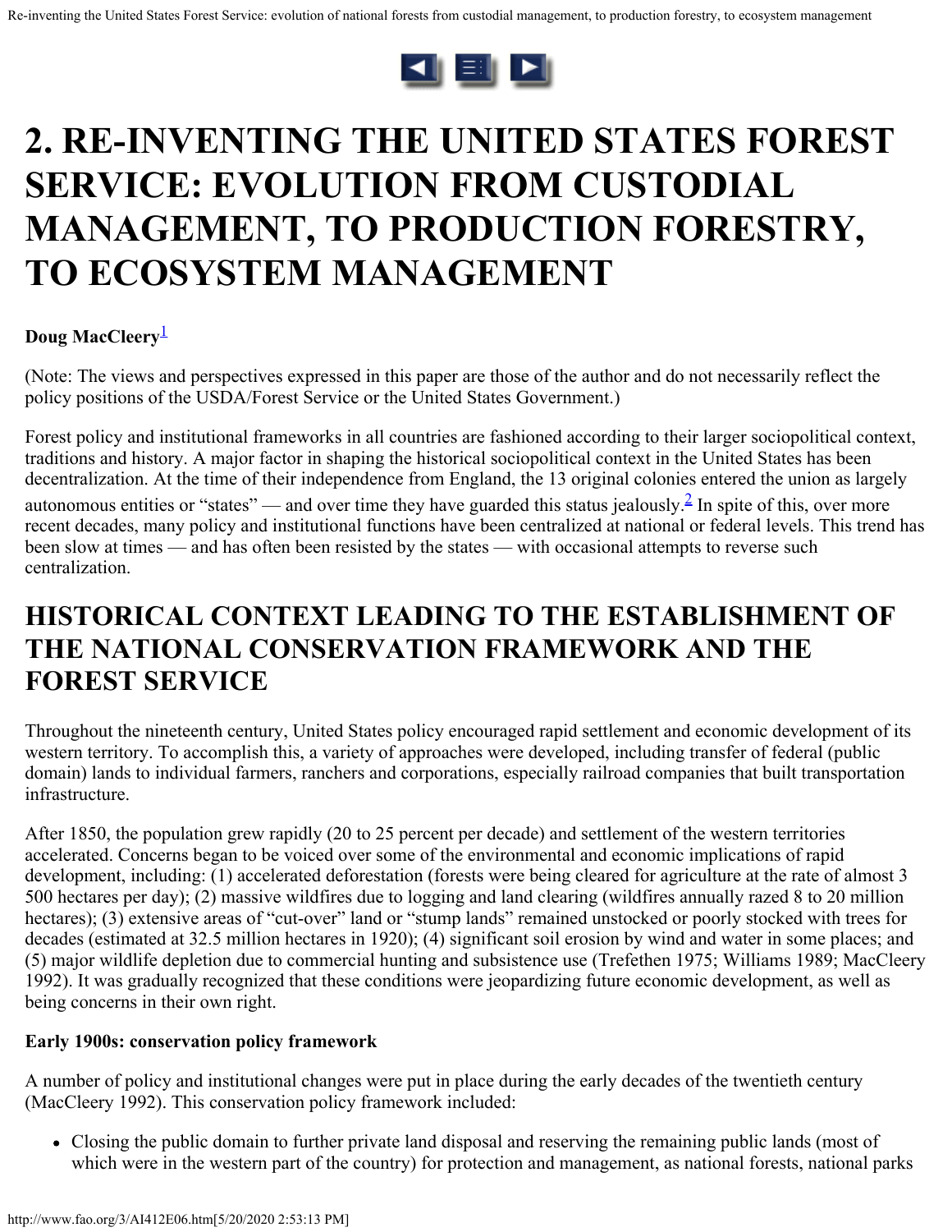# 2. RE-INVENTING THE UNITED STATES FOREST SERVICE: EVOLUTION FROM CUSTODIAL MANAGEMENT, TO PRODUCTION FORESTRY, TO ECOSYSTEM MANAGEMENT

**Doug MacCleery**[1]

(Note: The views and perspectives expressed in this paper are those of the author and do not necessarily reflect the policy positions of the USDA/Forest Service or the United States Government.)

Forest policy and institutional frameworks in all countries are fashioned according to their larger sociopolitical context, traditions and history. A major factor in shaping the historical sociopolitical context in the United States has been decentralization. At the time of their independence from England, the 13 original colonies entered the union as largely autonomous entities or "states" — and over time they have guarded this status jealously.[2] In spite of this, over more recent decades, many policy and institutional functions have been centralized at national or federal levels. This trend has been slow at times — and has often been resisted by the states — with occasional attempts to reverse such centralization.

## HISTORICAL CONTEXT LEADING TO THE ESTABLISHMENT OF THE NATIONAL CONSERVATION FRAMEWORK AND THE FOREST SERVICE

Throughout the nineteenth century, United States policy encouraged rapid settlement and economic development of its western territory. To accomplish this, a variety of approaches were developed, including transfer of federal (public domain) lands to individual farmers, ranchers and corporations, especially railroad companies that built transportation infrastructure.

After 1850, the population grew rapidly (20 to 25 percent per decade) and settlement of the western territories accelerated. Concerns began to be voiced over some of the environmental and economic implications of rapid development, including: (1) accelerated deforestation (forests were being cleared for agriculture at the rate of almost 3 500 hectares per day); (2) massive wildfires due to logging and land clearing (wildfires annually razed 8 to 20 million hectares); (3) extensive areas of "cut-over" land or "stump lands" remained unstocked or poorly stocked with trees for decades (estimated at 32.5 million hectares in 1920); (4) significant soil erosion by wind and water in some places; and (5) major wildlife depletion due to commercial hunting and subsistence use (Trefethen 1975; Williams 1989; MacCleery 1992). It was gradually recognized that these conditions were jeopardizing future economic development, as well as being concerns in their own right.

**Early 1900s: conservation policy framework**

A number of policy and institutional changes were put in place during the early decades of the twentieth century (MacCleery 1992). This conservation policy framework included:

- Closing the public domain to further private land disposal and reserving the remaining public lands (most of which were in the western part of the country) for protection and management, as national forests, national parks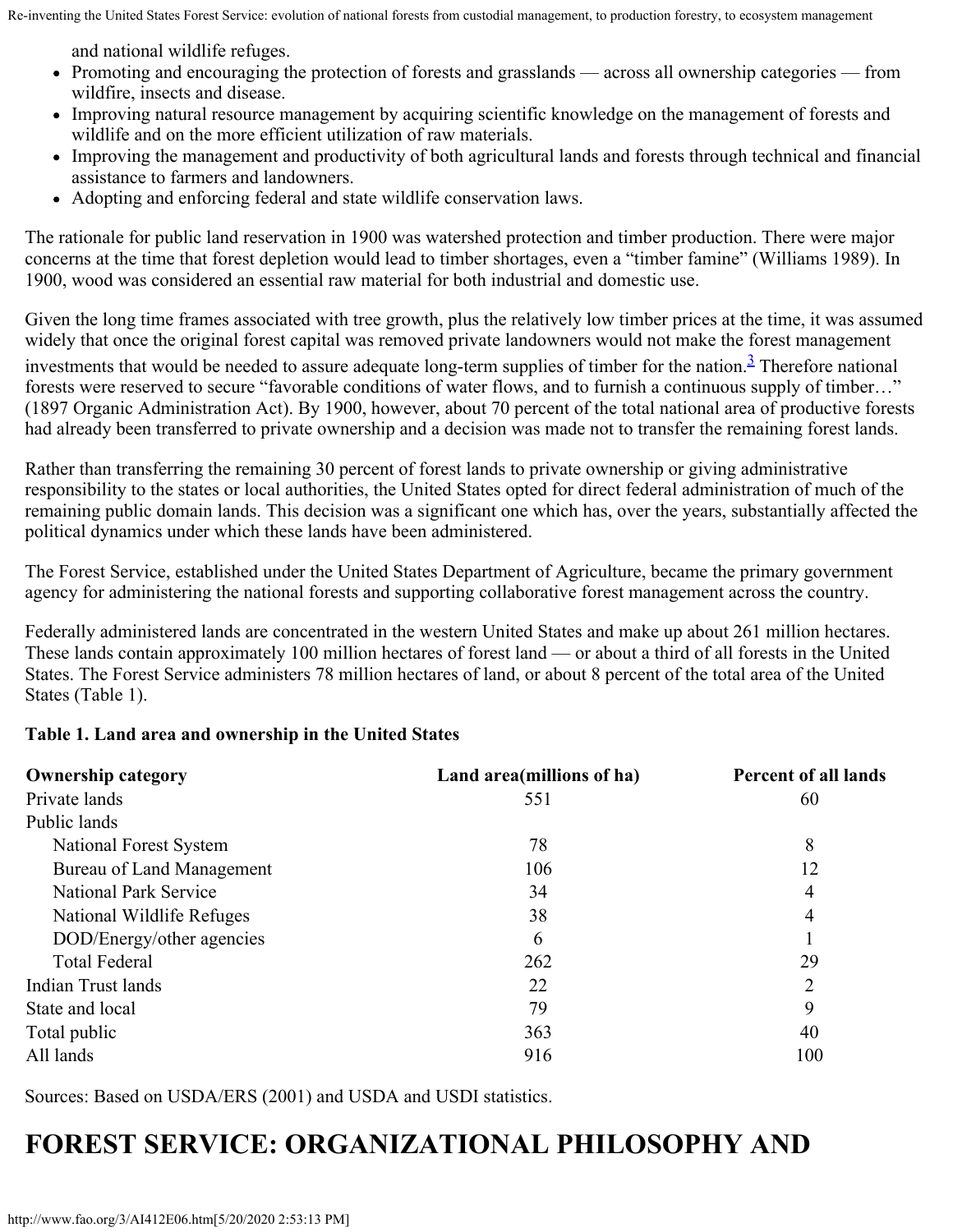and national wildlife refuges.

- Promoting and encouraging the protection of forests and grasslands — across all ownership categories — from wildfire, insects and disease.
- Improving natural resource management by acquiring scientific knowledge on the management of forests and wildlife and on the more efficient utilization of raw materials.
- Improving the management and productivity of both agricultural lands and forests through technical and financial assistance to farmers and landowners.
- Adopting and enforcing federal and state wildlife conservation laws.

The rationale for public land reservation in 1900 was watershed protection and timber production. There were major concerns at the time that forest depletion would lead to timber shortages, even a "timber famine" (Williams 1989). In 1900, wood was considered an essential raw material for both industrial and domestic use.

Given the long time frames associated with tree growth, plus the relatively low timber prices at the time, it was assumed widely that once the original forest capital was removed private landowners would not make the forest management investments that would be needed to assure adequate long-term supplies of timber for the nation.[3] Therefore national forests were reserved to secure "favorable conditions of water flows, and to furnish a continuous supply of timber…" (1897 Organic Administration Act). By 1900, however, about 70 percent of the total national area of productive forests had already been transferred to private ownership and a decision was made not to transfer the remaining forest lands.

Rather than transferring the remaining 30 percent of forest lands to private ownership or giving administrative responsibility to the states or local authorities, the United States opted for direct federal administration of much of the remaining public domain lands. This decision was a significant one which has, over the years, substantially affected the political dynamics under which these lands have been administered.

The Forest Service, established under the United States Department of Agriculture, became the primary government agency for administering the national forests and supporting collaborative forest management across the country.

Federally administered lands are concentrated in the western United States and make up about 261 million hectares. These lands contain approximately 100 million hectares of forest land — or about a third of all forests in the United States. The Forest Service administers 78 million hectares of land, or about 8 percent of the total area of the United States (Table 1).

**Table 1. Land area and ownership in the United States**

| Ownership category | Land area(millions of ha) | Percent of all lands |
|---|---|---|
| Private lands | 551 | 60 |
| Public lands | | |
| National Forest System | 78 | 8 |
| Bureau of Land Management | 106 | 12 |
| National Park Service | 34 | 4 |
| National Wildlife Refuges | 38 | 4 |
| DOD/Energy/other agencies | 6 | 1 |
| Total Federal | 262 | 29 |
| Indian Trust lands | 22 | 2 |
| State and local | 79 | 9 |
| Total public | 363 | 40 |
| All lands | 916 | 100 |

Sources: Based on USDA/ERS (2001) and USDA and USDI statistics.

# FOREST SERVICE: ORGANIZATIONAL PHILOSOPHY AND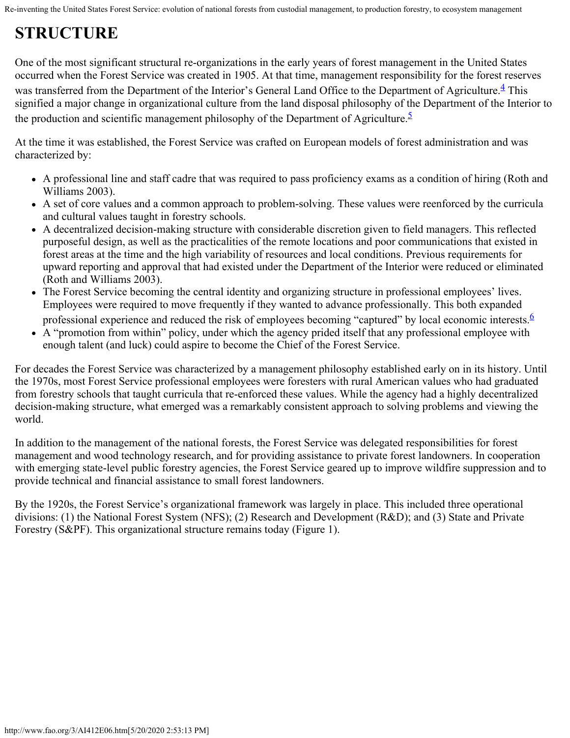# STRUCTURE

One of the most significant structural re-organizations in the early years of forest management in the United States occurred when the Forest Service was created in 1905. At that time, management responsibility for the forest reserves was transferred from the Department of the Interior's General Land Office to the Department of Agriculture.[4] This signified a major change in organizational culture from the land disposal philosophy of the Department of the Interior to the production and scientific management philosophy of the Department of Agriculture.[5]

At the time it was established, the Forest Service was crafted on European models of forest administration and was characterized by:

- A professional line and staff cadre that was required to pass proficiency exams as a condition of hiring (Roth and Williams 2003).
- A set of core values and a common approach to problem-solving. These values were reenforced by the curricula and cultural values taught in forestry schools.
- A decentralized decision-making structure with considerable discretion given to field managers. This reflected purposeful design, as well as the practicalities of the remote locations and poor communications that existed in forest areas at the time and the high variability of resources and local conditions. Previous requirements for upward reporting and approval that had existed under the Department of the Interior were reduced or eliminated (Roth and Williams 2003).
- The Forest Service becoming the central identity and organizing structure in professional employees' lives. Employees were required to move frequently if they wanted to advance professionally. This both expanded professional experience and reduced the risk of employees becoming "captured" by local economic interests.[6]
- A "promotion from within" policy, under which the agency prided itself that any professional employee with enough talent (and luck) could aspire to become the Chief of the Forest Service.

For decades the Forest Service was characterized by a management philosophy established early on in its history. Until the 1970s, most Forest Service professional employees were foresters with rural American values who had graduated from forestry schools that taught curricula that re-enforced these values. While the agency had a highly decentralized decision-making structure, what emerged was a remarkably consistent approach to solving problems and viewing the world.

In addition to the management of the national forests, the Forest Service was delegated responsibilities for forest management and wood technology research, and for providing assistance to private forest landowners. In cooperation with emerging state-level public forestry agencies, the Forest Service geared up to improve wildfire suppression and to provide technical and financial assistance to small forest landowners.

By the 1920s, the Forest Service's organizational framework was largely in place. This included three operational divisions: (1) the National Forest System (NFS); (2) Research and Development (R&D); and (3) State and Private Forestry (S&PF). This organizational structure remains today (Figure 1).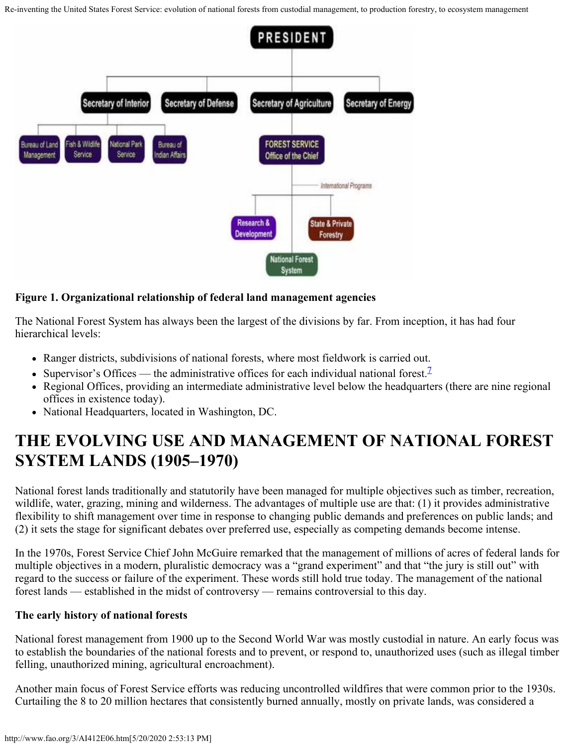**Figure 1. Organizational relationship of federal land management agencies**

The National Forest System has always been the largest of the divisions by far. From inception, it has had four hierarchical levels:

- Ranger districts, subdivisions of national forests, where most fieldwork is carried out.
- Supervisor's Offices — the administrative offices for each individual national forest.[7]
- Regional Offices, providing an intermediate administrative level below the headquarters (there are nine regional offices in existence today).
- National Headquarters, located in Washington, DC.

# THE EVOLVING USE AND MANAGEMENT OF NATIONAL FOREST SYSTEM LANDS (1905–1970)

National forest lands traditionally and statutorily have been managed for multiple objectives such as timber, recreation, wildlife, water, grazing, mining and wilderness. The advantages of multiple use are that: (1) it provides administrative flexibility to shift management over time in response to changing public demands and preferences on public lands; and (2) it sets the stage for significant debates over preferred use, especially as competing demands become intense.

In the 1970s, Forest Service Chief John McGuire remarked that the management of millions of acres of federal lands for multiple objectives in a modern, pluralistic democracy was a "grand experiment" and that "the jury is still out" with regard to the success or failure of the experiment. These words still hold true today. The management of the national forest lands — established in the midst of controversy — remains controversial to this day.

**The early history of national forests**

National forest management from 1900 up to the Second World War was mostly custodial in nature. An early focus was to establish the boundaries of the national forests and to prevent, or respond to, unauthorized uses (such as illegal timber felling, unauthorized mining, agricultural encroachment).

Another main focus of Forest Service efforts was reducing uncontrolled wildfires that were common prior to the 1930s. Curtailing the 8 to 20 million hectares that consistently burned annually, mostly on private lands, was considered a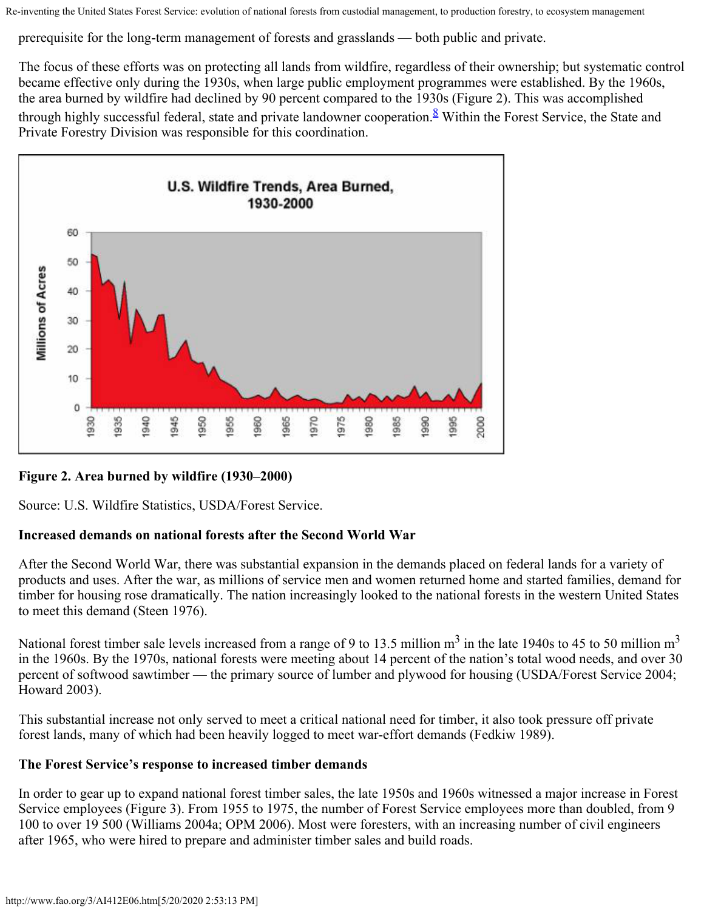prerequisite for the long-term management of forests and grasslands — both public and private.

The focus of these efforts was on protecting all lands from wildfire, regardless of their ownership; but systematic control became effective only during the 1930s, when large public employment programmes were established. By the 1960s, the area burned by wildfire had declined by 90 percent compared to the 1930s (Figure 2). This was accomplished through highly successful federal, state and private landowner cooperation.[8] Within the Forest Service, the State and Private Forestry Division was responsible for this coordination.

**Figure 2. Area burned by wildfire (1930–2000)**

Source: U.S. Wildfire Statistics, USDA/Forest Service.

**Increased demands on national forests after the Second World War**

After the Second World War, there was substantial expansion in the demands placed on federal lands for a variety of products and uses. After the war, as millions of service men and women returned home and started families, demand for timber for housing rose dramatically. The nation increasingly looked to the national forests in the western United States to meet this demand (Steen 1976).

National forest timber sale levels increased from a range of 9 to 13.5 million $m^3$ in the late 1940s to 45 to 50 million $m^3$ in the 1960s. By the 1970s, national forests were meeting about 14 percent of the nation's total wood needs, and over 30 percent of softwood sawtimber — the primary source of lumber and plywood for housing (USDA/Forest Service 2004; Howard 2003).

This substantial increase not only served to meet a critical national need for timber, it also took pressure off private forest lands, many of which had been heavily logged to meet war-effort demands (Fedkiw 1989).

**The Forest Service's response to increased timber demands**

In order to gear up to expand national forest timber sales, the late 1950s and 1960s witnessed a major increase in Forest Service employees (Figure 3). From 1955 to 1975, the number of Forest Service employees more than doubled, from 9 100 to over 19 500 (Williams 2004a; OPM 2006). Most were foresters, with an increasing number of civil engineers after 1965, who were hired to prepare and administer timber sales and build roads.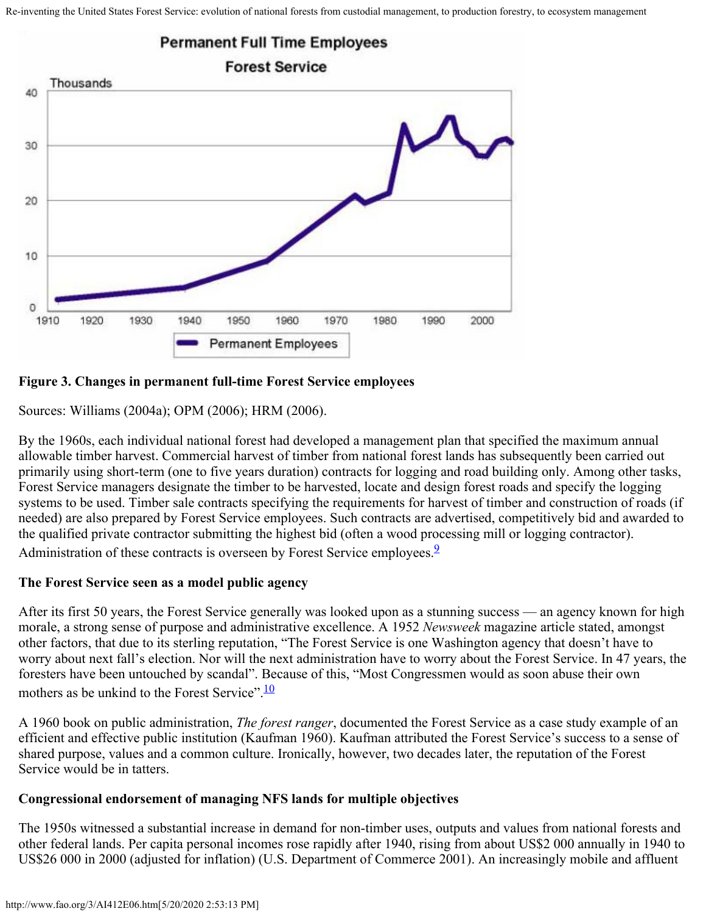**Figure 3. Changes in permanent full-time Forest Service employees**

Sources: Williams (2004a); OPM (2006); HRM (2006).

By the 1960s, each individual national forest had developed a management plan that specified the maximum annual allowable timber harvest. Commercial harvest of timber from national forest lands has subsequently been carried out primarily using short-term (one to five years duration) contracts for logging and road building only. Among other tasks, Forest Service managers designate the timber to be harvested, locate and design forest roads and specify the logging systems to be used. Timber sale contracts specifying the requirements for harvest of timber and construction of roads (if needed) are also prepared by Forest Service employees. Such contracts are advertised, competitively bid and awarded to the qualified private contractor submitting the highest bid (often a wood processing mill or logging contractor). Administration of these contracts is overseen by Forest Service employees.[9]

### The Forest Service seen as a model public agency

After its first 50 years, the Forest Service generally was looked upon as a stunning success — an agency known for high morale, a strong sense of purpose and administrative excellence. A 1952 *Newsweek* magazine article stated, amongst other factors, that due to its sterling reputation, "The Forest Service is one Washington agency that doesn't have to worry about next fall's election. Nor will the next administration have to worry about the Forest Service. In 47 years, the foresters have been untouched by scandal". Because of this, "Most Congressmen would as soon abuse their own mothers as be unkind to the Forest Service".[10]

A 1960 book on public administration, *The forest ranger*, documented the Forest Service as a case study example of an efficient and effective public institution (Kaufman 1960). Kaufman attributed the Forest Service's success to a sense of shared purpose, values and a common culture. Ironically, however, two decades later, the reputation of the Forest Service would be in tatters.

### Congressional endorsement of managing NFS lands for multiple objectives

The 1950s witnessed a substantial increase in demand for non-timber uses, outputs and values from national forests and other federal lands. Per capita personal incomes rose rapidly after 1940, rising from about US$2 000 annually in 1940 to US$26 000 in 2000 (adjusted for inflation) (U.S. Department of Commerce 2001). An increasingly mobile and affluent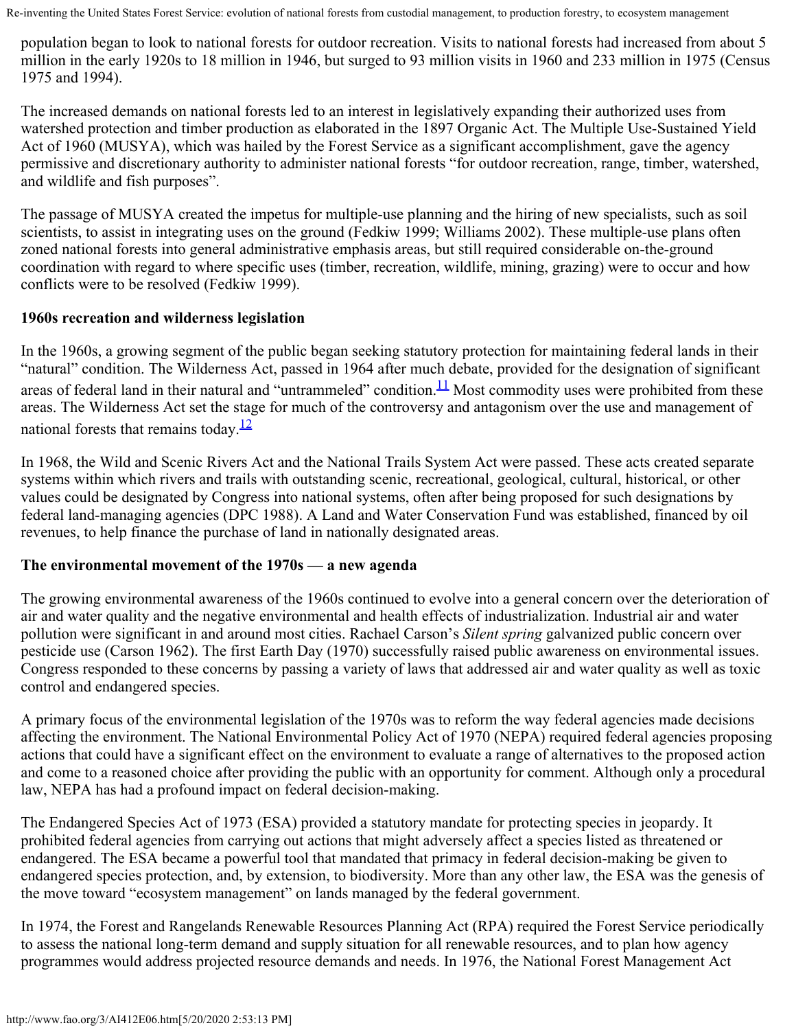population began to look to national forests for outdoor recreation. Visits to national forests had increased from about 5 million in the early 1920s to 18 million in 1946, but surged to 93 million visits in 1960 and 233 million in 1975 (Census 1975 and 1994).

The increased demands on national forests led to an interest in legislatively expanding their authorized uses from watershed protection and timber production as elaborated in the 1897 Organic Act. The Multiple Use-Sustained Yield Act of 1960 (MUSYA), which was hailed by the Forest Service as a significant accomplishment, gave the agency permissive and discretionary authority to administer national forests "for outdoor recreation, range, timber, watershed, and wildlife and fish purposes".

The passage of MUSYA created the impetus for multiple-use planning and the hiring of new specialists, such as soil scientists, to assist in integrating uses on the ground (Fedkiw 1999; Williams 2002). These multiple-use plans often zoned national forests into general administrative emphasis areas, but still required considerable on-the-ground coordination with regard to where specific uses (timber, recreation, wildlife, mining, grazing) were to occur and how conflicts were to be resolved (Fedkiw 1999).

**1960s recreation and wilderness legislation**

In the 1960s, a growing segment of the public began seeking statutory protection for maintaining federal lands in their "natural" condition. The Wilderness Act, passed in 1964 after much debate, provided for the designation of significant areas of federal land in their natural and "untrammeled" condition.[11] Most commodity uses were prohibited from these areas. The Wilderness Act set the stage for much of the controversy and antagonism over the use and management of national forests that remains today.[12]

In 1968, the Wild and Scenic Rivers Act and the National Trails System Act were passed. These acts created separate systems within which rivers and trails with outstanding scenic, recreational, geological, cultural, historical, or other values could be designated by Congress into national systems, often after being proposed for such designations by federal land-managing agencies (DPC 1988). A Land and Water Conservation Fund was established, financed by oil revenues, to help finance the purchase of land in nationally designated areas.

**The environmental movement of the 1970s — a new agenda**

The growing environmental awareness of the 1960s continued to evolve into a general concern over the deterioration of air and water quality and the negative environmental and health effects of industrialization. Industrial air and water pollution were significant in and around most cities. Rachael Carson's *Silent spring* galvanized public concern over pesticide use (Carson 1962). The first Earth Day (1970) successfully raised public awareness on environmental issues. Congress responded to these concerns by passing a variety of laws that addressed air and water quality as well as toxic control and endangered species.

A primary focus of the environmental legislation of the 1970s was to reform the way federal agencies made decisions affecting the environment. The National Environmental Policy Act of 1970 (NEPA) required federal agencies proposing actions that could have a significant effect on the environment to evaluate a range of alternatives to the proposed action and come to a reasoned choice after providing the public with an opportunity for comment. Although only a procedural law, NEPA has had a profound impact on federal decision-making.

The Endangered Species Act of 1973 (ESA) provided a statutory mandate for protecting species in jeopardy. It prohibited federal agencies from carrying out actions that might adversely affect a species listed as threatened or endangered. The ESA became a powerful tool that mandated that primacy in federal decision-making be given to endangered species protection, and, by extension, to biodiversity. More than any other law, the ESA was the genesis of the move toward "ecosystem management" on lands managed by the federal government.

In 1974, the Forest and Rangelands Renewable Resources Planning Act (RPA) required the Forest Service periodically to assess the national long-term demand and supply situation for all renewable resources, and to plan how agency programmes would address projected resource demands and needs. In 1976, the National Forest Management Act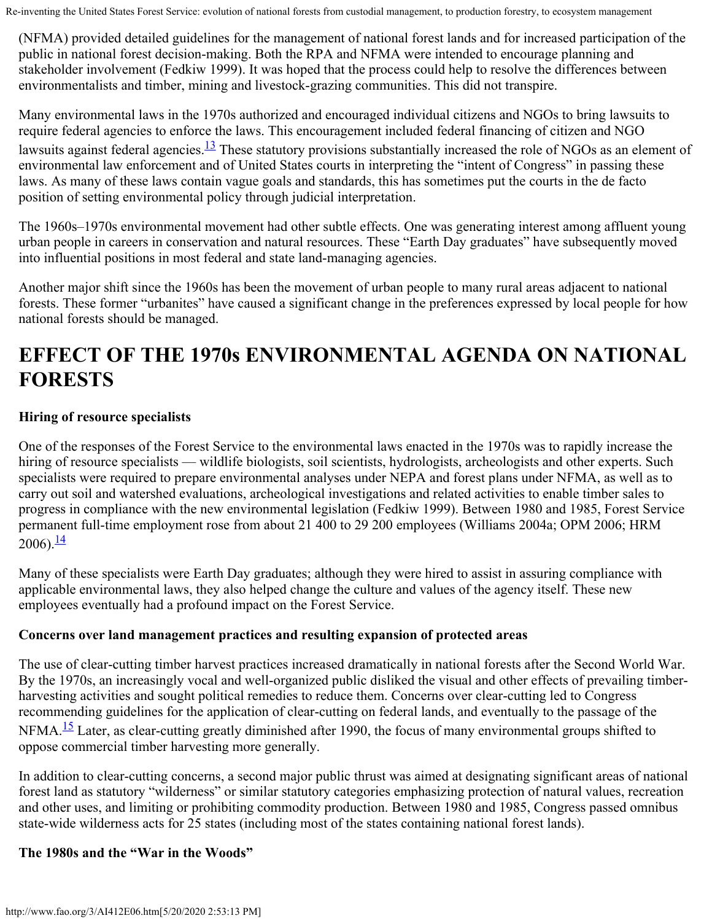(NFMA) provided detailed guidelines for the management of national forest lands and for increased participation of the public in national forest decision-making. Both the RPA and NFMA were intended to encourage planning and stakeholder involvement (Fedkiw 1999). It was hoped that the process could help to resolve the differences between environmentalists and timber, mining and livestock-grazing communities. This did not transpire.

Many environmental laws in the 1970s authorized and encouraged individual citizens and NGOs to bring lawsuits to require federal agencies to enforce the laws. This encouragement included federal financing of citizen and NGO lawsuits against federal agencies.[13] These statutory provisions substantially increased the role of NGOs as an element of environmental law enforcement and of United States courts in interpreting the "intent of Congress" in passing these laws. As many of these laws contain vague goals and standards, this has sometimes put the courts in the de facto position of setting environmental policy through judicial interpretation.

The 1960s–1970s environmental movement had other subtle effects. One was generating interest among affluent young urban people in careers in conservation and natural resources. These "Earth Day graduates" have subsequently moved into influential positions in most federal and state land-managing agencies.

Another major shift since the 1960s has been the movement of urban people to many rural areas adjacent to national forests. These former "urbanites" have caused a significant change in the preferences expressed by local people for how national forests should be managed.

## EFFECT OF THE 1970s ENVIRONMENTAL AGENDA ON NATIONAL FORESTS

**Hiring of resource specialists**

One of the responses of the Forest Service to the environmental laws enacted in the 1970s was to rapidly increase the hiring of resource specialists — wildlife biologists, soil scientists, hydrologists, archeologists and other experts. Such specialists were required to prepare environmental analyses under NEPA and forest plans under NFMA, as well as to carry out soil and watershed evaluations, archeological investigations and related activities to enable timber sales to progress in compliance with the new environmental legislation (Fedkiw 1999). Between 1980 and 1985, Forest Service permanent full-time employment rose from about 21 400 to 29 200 employees (Williams 2004a; OPM 2006; HRM 2006).[14]

Many of these specialists were Earth Day graduates; although they were hired to assist in assuring compliance with applicable environmental laws, they also helped change the culture and values of the agency itself. These new employees eventually had a profound impact on the Forest Service.

**Concerns over land management practices and resulting expansion of protected areas**

The use of clear-cutting timber harvest practices increased dramatically in national forests after the Second World War. By the 1970s, an increasingly vocal and well-organized public disliked the visual and other effects of prevailing timber-harvesting activities and sought political remedies to reduce them. Concerns over clear-cutting led to Congress recommending guidelines for the application of clear-cutting on federal lands, and eventually to the passage of the NFMA.[15] Later, as clear-cutting greatly diminished after 1990, the focus of many environmental groups shifted to oppose commercial timber harvesting more generally.

In addition to clear-cutting concerns, a second major public thrust was aimed at designating significant areas of national forest land as statutory "wilderness" or similar statutory categories emphasizing protection of natural values, recreation and other uses, and limiting or prohibiting commodity production. Between 1980 and 1985, Congress passed omnibus state-wide wilderness acts for 25 states (including most of the states containing national forest lands).

**The 1980s and the "War in the Woods"**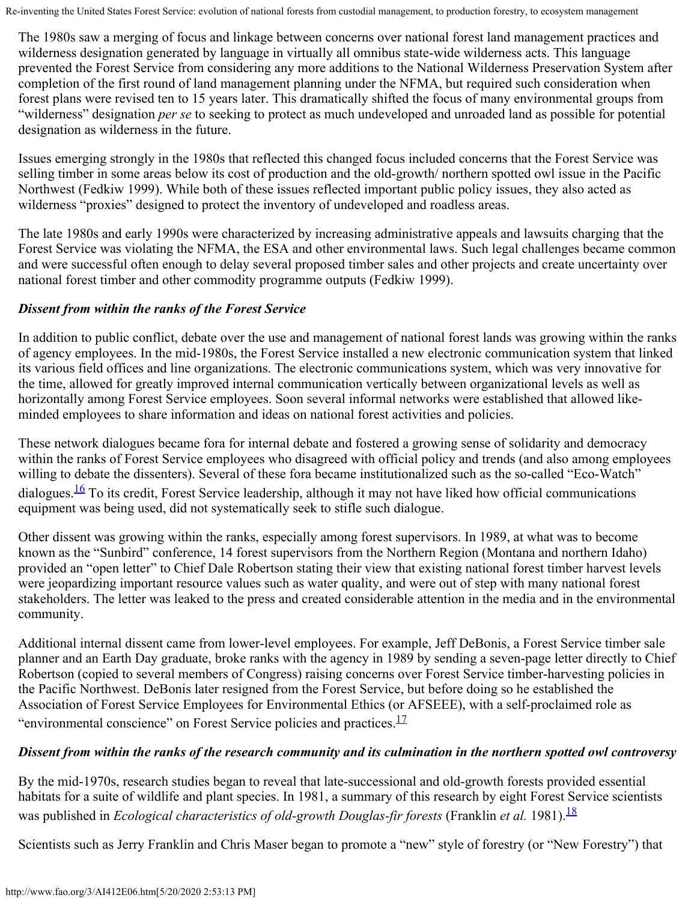The 1980s saw a merging of focus and linkage between concerns over national forest land management practices and wilderness designation generated by language in virtually all omnibus state-wide wilderness acts. This language prevented the Forest Service from considering any more additions to the National Wilderness Preservation System after completion of the first round of land management planning under the NFMA, but required such consideration when forest plans were revised ten to 15 years later. This dramatically shifted the focus of many environmental groups from "wilderness" designation *per se* to seeking to protect as much undeveloped and unroaded land as possible for potential designation as wilderness in the future.

Issues emerging strongly in the 1980s that reflected this changed focus included concerns that the Forest Service was selling timber in some areas below its cost of production and the old-growth/ northern spotted owl issue in the Pacific Northwest (Fedkiw 1999). While both of these issues reflected important public policy issues, they also acted as wilderness "proxies" designed to protect the inventory of undeveloped and roadless areas.

The late 1980s and early 1990s were characterized by increasing administrative appeals and lawsuits charging that the Forest Service was violating the NFMA, the ESA and other environmental laws. Such legal challenges became common and were successful often enough to delay several proposed timber sales and other projects and create uncertainty over national forest timber and other commodity programme outputs (Fedkiw 1999).

### *Dissent from within the ranks of the Forest Service*

In addition to public conflict, debate over the use and management of national forest lands was growing within the ranks of agency employees. In the mid-1980s, the Forest Service installed a new electronic communication system that linked its various field offices and line organizations. The electronic communications system, which was very innovative for the time, allowed for greatly improved internal communication vertically between organizational levels as well as horizontally among Forest Service employees. Soon several informal networks were established that allowed like-minded employees to share information and ideas on national forest activities and policies.

These network dialogues became fora for internal debate and fostered a growing sense of solidarity and democracy within the ranks of Forest Service employees who disagreed with official policy and trends (and also among employees willing to debate the dissenters). Several of these fora became institutionalized such as the so-called "Eco-Watch" dialogues.[16] To its credit, Forest Service leadership, although it may not have liked how official communications equipment was being used, did not systematically seek to stifle such dialogue.

Other dissent was growing within the ranks, especially among forest supervisors. In 1989, at what was to become known as the "Sunbird" conference, 14 forest supervisors from the Northern Region (Montana and northern Idaho) provided an "open letter" to Chief Dale Robertson stating their view that existing national forest timber harvest levels were jeopardizing important resource values such as water quality, and were out of step with many national forest stakeholders. The letter was leaked to the press and created considerable attention in the media and in the environmental community.

Additional internal dissent came from lower-level employees. For example, Jeff DeBonis, a Forest Service timber sale planner and an Earth Day graduate, broke ranks with the agency in 1989 by sending a seven-page letter directly to Chief Robertson (copied to several members of Congress) raising concerns over Forest Service timber-harvesting policies in the Pacific Northwest. DeBonis later resigned from the Forest Service, but before doing so he established the Association of Forest Service Employees for Environmental Ethics (or AFSEEE), with a self-proclaimed role as "environmental conscience" on Forest Service policies and practices.[17]

### *Dissent from within the ranks of the research community and its culmination in the northern spotted owl controversy*

By the mid-1970s, research studies began to reveal that late-successional and old-growth forests provided essential habitats for a suite of wildlife and plant species. In 1981, a summary of this research by eight Forest Service scientists was published in *Ecological characteristics of old-growth Douglas-fir forests* (Franklin *et al.* 1981).[18]

Scientists such as Jerry Franklin and Chris Maser began to promote a "new" style of forestry (or "New Forestry") that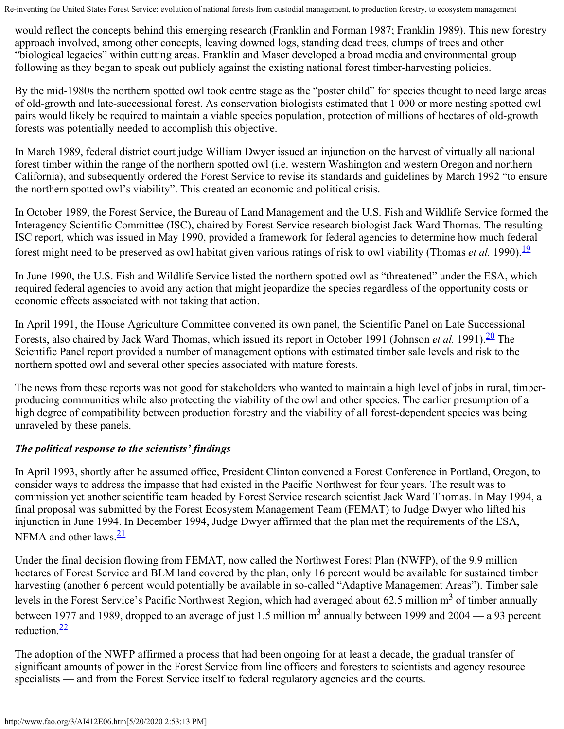would reflect the concepts behind this emerging research (Franklin and Forman 1987; Franklin 1989). This new forestry approach involved, among other concepts, leaving downed logs, standing dead trees, clumps of trees and other "biological legacies" within cutting areas. Franklin and Maser developed a broad media and environmental group following as they began to speak out publicly against the existing national forest timber-harvesting policies.

By the mid-1980s the northern spotted owl took centre stage as the "poster child" for species thought to need large areas of old-growth and late-successional forest. As conservation biologists estimated that 1 000 or more nesting spotted owl pairs would likely be required to maintain a viable species population, protection of millions of hectares of old-growth forests was potentially needed to accomplish this objective.

In March 1989, federal district court judge William Dwyer issued an injunction on the harvest of virtually all national forest timber within the range of the northern spotted owl (i.e. western Washington and western Oregon and northern California), and subsequently ordered the Forest Service to revise its standards and guidelines by March 1992 "to ensure the northern spotted owl's viability". This created an economic and political crisis.

In October 1989, the Forest Service, the Bureau of Land Management and the U.S. Fish and Wildlife Service formed the Interagency Scientific Committee (ISC), chaired by Forest Service research biologist Jack Ward Thomas. The resulting ISC report, which was issued in May 1990, provided a framework for federal agencies to determine how much federal forest might need to be preserved as owl habitat given various ratings of risk to owl viability (Thomas *et al.* 1990).[19]

In June 1990, the U.S. Fish and Wildlife Service listed the northern spotted owl as "threatened" under the ESA, which required federal agencies to avoid any action that might jeopardize the species regardless of the opportunity costs or economic effects associated with not taking that action.

In April 1991, the House Agriculture Committee convened its own panel, the Scientific Panel on Late Successional Forests, also chaired by Jack Ward Thomas, which issued its report in October 1991 (Johnson *et al.* 1991).[20] The Scientific Panel report provided a number of management options with estimated timber sale levels and risk to the northern spotted owl and several other species associated with mature forests.

The news from these reports was not good for stakeholders who wanted to maintain a high level of jobs in rural, timber-producing communities while also protecting the viability of the owl and other species. The earlier presumption of a high degree of compatibility between production forestry and the viability of all forest-dependent species was being unraveled by these panels.

### *The political response to the scientists' findings*

In April 1993, shortly after he assumed office, President Clinton convened a Forest Conference in Portland, Oregon, to consider ways to address the impasse that had existed in the Pacific Northwest for four years. The result was to commission yet another scientific team headed by Forest Service research scientist Jack Ward Thomas. In May 1994, a final proposal was submitted by the Forest Ecosystem Management Team (FEMAT) to Judge Dwyer who lifted his injunction in June 1994. In December 1994, Judge Dwyer affirmed that the plan met the requirements of the ESA, NFMA and other laws.[21]

Under the final decision flowing from FEMAT, now called the Northwest Forest Plan (NWFP), of the 9.9 million hectares of Forest Service and BLM land covered by the plan, only 16 percent would be available for sustained timber harvesting (another 6 percent would potentially be available in so-called "Adaptive Management Areas"). Timber sale levels in the Forest Service's Pacific Northwest Region, which had averaged about 62.5 million $m^3$ of timber annually between 1977 and 1989, dropped to an average of just 1.5 million $m^3$ annually between 1999 and 2004 — a 93 percent reduction.[22]

The adoption of the NWFP affirmed a process that had been ongoing for at least a decade, the gradual transfer of significant amounts of power in the Forest Service from line officers and foresters to scientists and agency resource specialists — and from the Forest Service itself to federal regulatory agencies and the courts.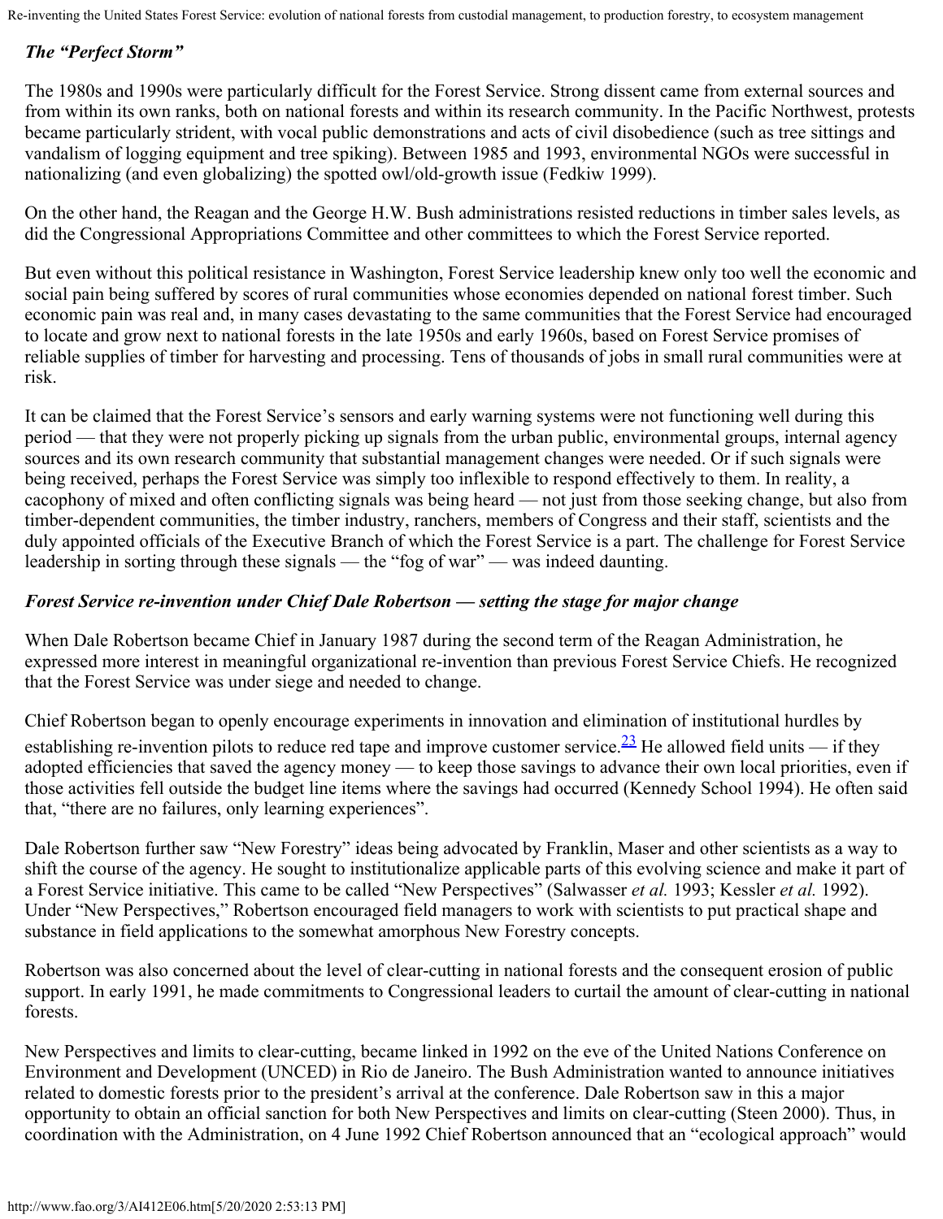### *The "Perfect Storm"*

The 1980s and 1990s were particularly difficult for the Forest Service. Strong dissent came from external sources and from within its own ranks, both on national forests and within its research community. In the Pacific Northwest, protests became particularly strident, with vocal public demonstrations and acts of civil disobedience (such as tree sittings and vandalism of logging equipment and tree spiking). Between 1985 and 1993, environmental NGOs were successful in nationalizing (and even globalizing) the spotted owl/old-growth issue (Fedkiw 1999).

On the other hand, the Reagan and the George H.W. Bush administrations resisted reductions in timber sales levels, as did the Congressional Appropriations Committee and other committees to which the Forest Service reported.

But even without this political resistance in Washington, Forest Service leadership knew only too well the economic and social pain being suffered by scores of rural communities whose economies depended on national forest timber. Such economic pain was real and, in many cases devastating to the same communities that the Forest Service had encouraged to locate and grow next to national forests in the late 1950s and early 1960s, based on Forest Service promises of reliable supplies of timber for harvesting and processing. Tens of thousands of jobs in small rural communities were at risk.

It can be claimed that the Forest Service's sensors and early warning systems were not functioning well during this period — that they were not properly picking up signals from the urban public, environmental groups, internal agency sources and its own research community that substantial management changes were needed. Or if such signals were being received, perhaps the Forest Service was simply too inflexible to respond effectively to them. In reality, a cacophony of mixed and often conflicting signals was being heard — not just from those seeking change, but also from timber-dependent communities, the timber industry, ranchers, members of Congress and their staff, scientists and the duly appointed officials of the Executive Branch of which the Forest Service is a part. The challenge for Forest Service leadership in sorting through these signals — the "fog of war" — was indeed daunting.

### *Forest Service re-invention under Chief Dale Robertson — setting the stage for major change*

When Dale Robertson became Chief in January 1987 during the second term of the Reagan Administration, he expressed more interest in meaningful organizational re-invention than previous Forest Service Chiefs. He recognized that the Forest Service was under siege and needed to change.

Chief Robertson began to openly encourage experiments in innovation and elimination of institutional hurdles by establishing re-invention pilots to reduce red tape and improve customer service.[23] He allowed field units — if they adopted efficiencies that saved the agency money — to keep those savings to advance their own local priorities, even if those activities fell outside the budget line items where the savings had occurred (Kennedy School 1994). He often said that, "there are no failures, only learning experiences".

Dale Robertson further saw "New Forestry" ideas being advocated by Franklin, Maser and other scientists as a way to shift the course of the agency. He sought to institutionalize applicable parts of this evolving science and make it part of a Forest Service initiative. This came to be called "New Perspectives" (Salwasser *et al.* 1993; Kessler *et al.* 1992). Under "New Perspectives," Robertson encouraged field managers to work with scientists to put practical shape and substance in field applications to the somewhat amorphous New Forestry concepts.

Robertson was also concerned about the level of clear-cutting in national forests and the consequent erosion of public support. In early 1991, he made commitments to Congressional leaders to curtail the amount of clear-cutting in national forests.

New Perspectives and limits to clear-cutting, became linked in 1992 on the eve of the United Nations Conference on Environment and Development (UNCED) in Rio de Janeiro. The Bush Administration wanted to announce initiatives related to domestic forests prior to the president's arrival at the conference. Dale Robertson saw in this a major opportunity to obtain an official sanction for both New Perspectives and limits on clear-cutting (Steen 2000). Thus, in coordination with the Administration, on 4 June 1992 Chief Robertson announced that an "ecological approach" would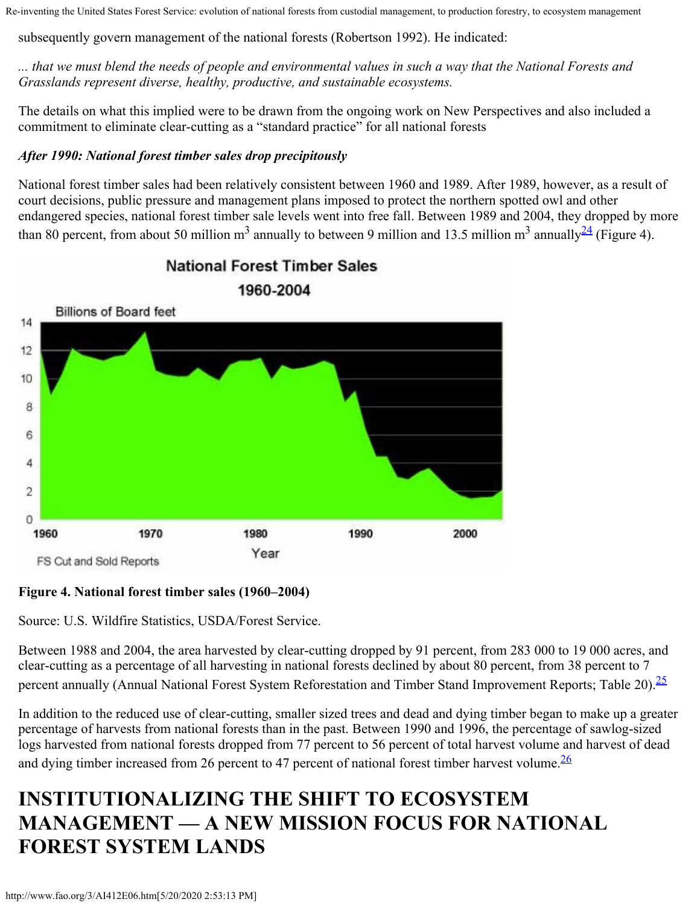subsequently govern management of the national forests (Robertson 1992). He indicated:

*... that we must blend the needs of people and environmental values in such a way that the National Forests and Grasslands represent diverse, healthy, productive, and sustainable ecosystems.*

The details on what this implied were to be drawn from the ongoing work on New Perspectives and also included a commitment to eliminate clear-cutting as a "standard practice" for all national forests

***After 1990: National forest timber sales drop precipitously***

National forest timber sales had been relatively consistent between 1960 and 1989. After 1989, however, as a result of court decisions, public pressure and management plans imposed to protect the northern spotted owl and other endangered species, national forest timber sale levels went into free fall. Between 1989 and 2004, they dropped by more than 80 percent, from about 50 million $m^3$ annually to between 9 million and 13.5 million $m^3$ annually[24] (Figure 4).

**Figure 4. National forest timber sales (1960–2004)**

Source: U.S. Wildfire Statistics, USDA/Forest Service.

Between 1988 and 2004, the area harvested by clear-cutting dropped by 91 percent, from 283 000 to 19 000 acres, and clear-cutting as a percentage of all harvesting in national forests declined by about 80 percent, from 38 percent to 7 percent annually (Annual National Forest System Reforestation and Timber Stand Improvement Reports; Table 20).[25]

In addition to the reduced use of clear-cutting, smaller sized trees and dead and dying timber began to make up a greater percentage of harvests from national forests than in the past. Between 1990 and 1996, the percentage of sawlog-sized logs harvested from national forests dropped from 77 percent to 56 percent of total harvest volume and harvest of dead and dying timber increased from 26 percent to 47 percent of national forest timber harvest volume.[26]

# INSTITUTIONALIZING THE SHIFT TO ECOSYSTEM MANAGEMENT — A NEW MISSION FOCUS FOR NATIONAL FOREST SYSTEM LANDS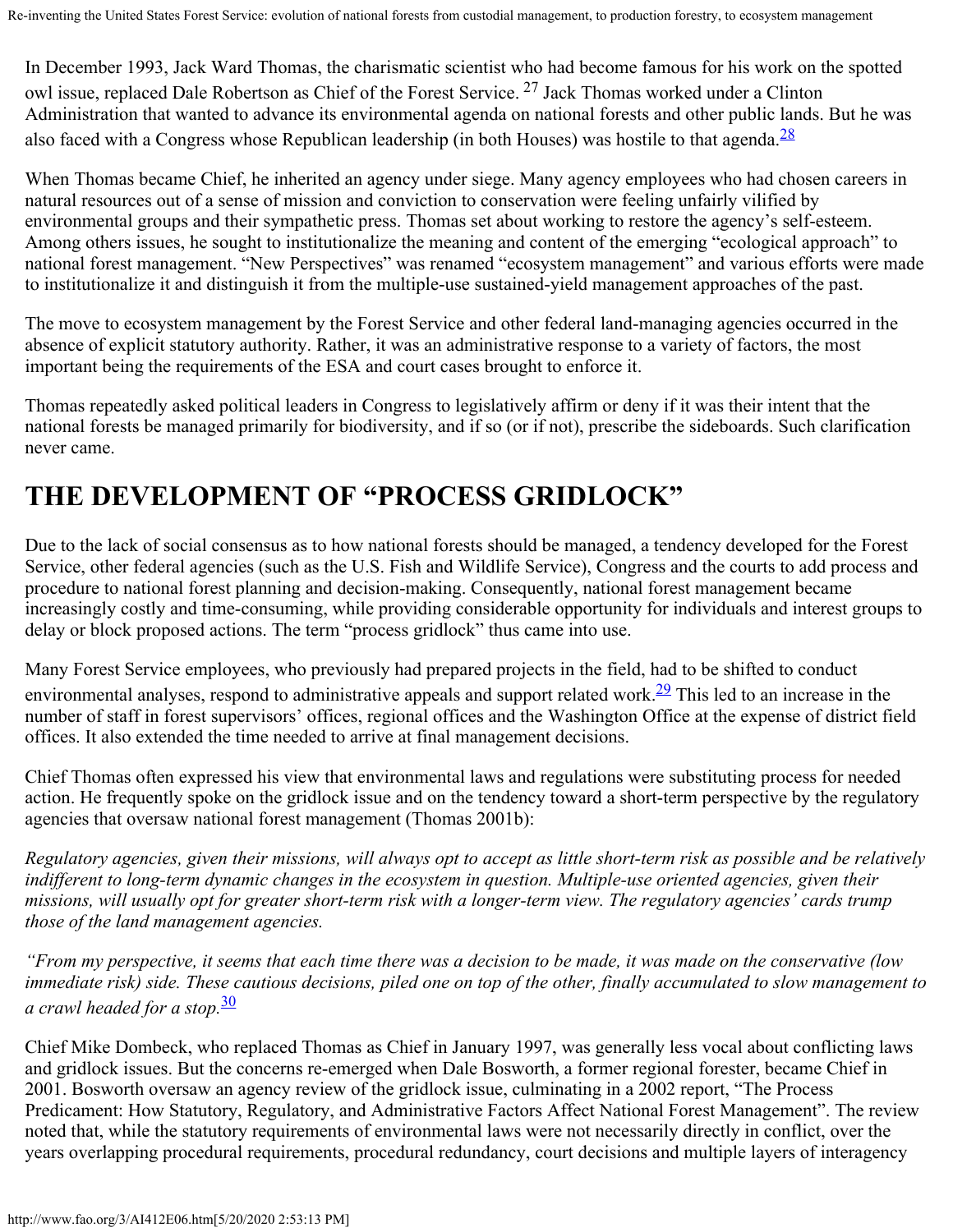In December 1993, Jack Ward Thomas, the charismatic scientist who had become famous for his work on the spotted owl issue, replaced Dale Robertson as Chief of the Forest Service. [27] Jack Thomas worked under a Clinton Administration that wanted to advance its environmental agenda on national forests and other public lands. But he was also faced with a Congress whose Republican leadership (in both Houses) was hostile to that agenda.[28]

When Thomas became Chief, he inherited an agency under siege. Many agency employees who had chosen careers in natural resources out of a sense of mission and conviction to conservation were feeling unfairly vilified by environmental groups and their sympathetic press. Thomas set about working to restore the agency's self-esteem. Among others issues, he sought to institutionalize the meaning and content of the emerging "ecological approach" to national forest management. "New Perspectives" was renamed "ecosystem management" and various efforts were made to institutionalize it and distinguish it from the multiple-use sustained-yield management approaches of the past.

The move to ecosystem management by the Forest Service and other federal land-managing agencies occurred in the absence of explicit statutory authority. Rather, it was an administrative response to a variety of factors, the most important being the requirements of the ESA and court cases brought to enforce it.

Thomas repeatedly asked political leaders in Congress to legislatively affirm or deny if it was their intent that the national forests be managed primarily for biodiversity, and if so (or if not), prescribe the sideboards. Such clarification never came.

## THE DEVELOPMENT OF "PROCESS GRIDLOCK"

Due to the lack of social consensus as to how national forests should be managed, a tendency developed for the Forest Service, other federal agencies (such as the U.S. Fish and Wildlife Service), Congress and the courts to add process and procedure to national forest planning and decision-making. Consequently, national forest management became increasingly costly and time-consuming, while providing considerable opportunity for individuals and interest groups to delay or block proposed actions. The term "process gridlock" thus came into use.

Many Forest Service employees, who previously had prepared projects in the field, had to be shifted to conduct environmental analyses, respond to administrative appeals and support related work.[29] This led to an increase in the number of staff in forest supervisors' offices, regional offices and the Washington Office at the expense of district field offices. It also extended the time needed to arrive at final management decisions.

Chief Thomas often expressed his view that environmental laws and regulations were substituting process for needed action. He frequently spoke on the gridlock issue and on the tendency toward a short-term perspective by the regulatory agencies that oversaw national forest management (Thomas 2001b):

*Regulatory agencies, given their missions, will always opt to accept as little short-term risk as possible and be relatively indifferent to long-term dynamic changes in the ecosystem in question. Multiple-use oriented agencies, given their missions, will usually opt for greater short-term risk with a longer-term view. The regulatory agencies' cards trump those of the land management agencies.*

*"From my perspective, it seems that each time there was a decision to be made, it was made on the conservative (low immediate risk) side. These cautious decisions, piled one on top of the other, finally accumulated to slow management to a crawl headed for a stop.*[30]

Chief Mike Dombeck, who replaced Thomas as Chief in January 1997, was generally less vocal about conflicting laws and gridlock issues. But the concerns re-emerged when Dale Bosworth, a former regional forester, became Chief in 2001. Bosworth oversaw an agency review of the gridlock issue, culminating in a 2002 report, "The Process Predicament: How Statutory, Regulatory, and Administrative Factors Affect National Forest Management". The review noted that, while the statutory requirements of environmental laws were not necessarily directly in conflict, over the years overlapping procedural requirements, procedural redundancy, court decisions and multiple layers of interagency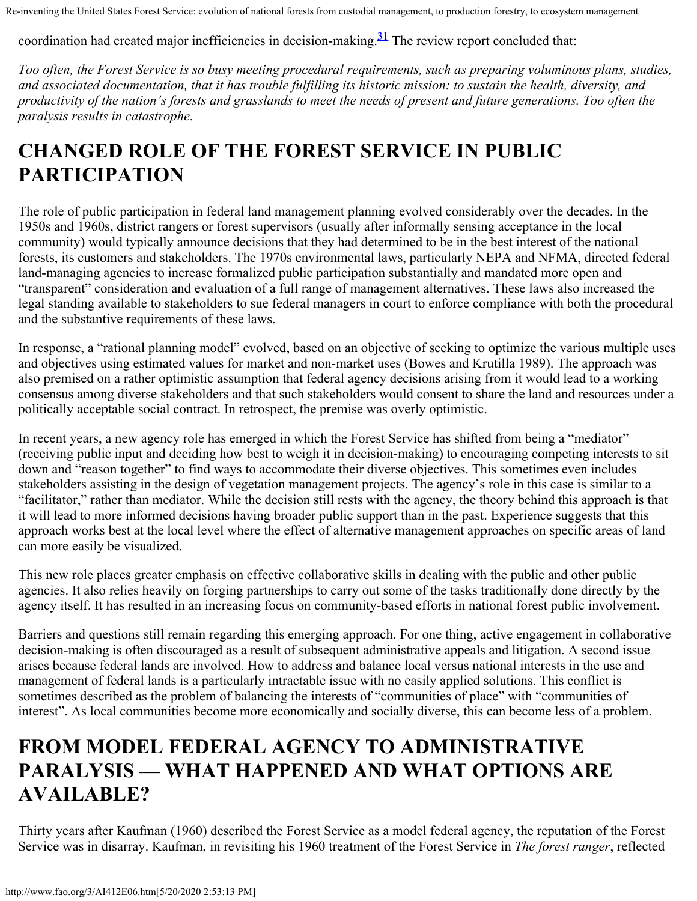coordination had created major inefficiencies in decision-making.[31] The review report concluded that:

*Too often, the Forest Service is so busy meeting procedural requirements, such as preparing voluminous plans, studies, and associated documentation, that it has trouble fulfilling its historic mission: to sustain the health, diversity, and productivity of the nation's forests and grasslands to meet the needs of present and future generations. Too often the paralysis results in catastrophe.*

# CHANGED ROLE OF THE FOREST SERVICE IN PUBLIC PARTICIPATION

The role of public participation in federal land management planning evolved considerably over the decades. In the 1950s and 1960s, district rangers or forest supervisors (usually after informally sensing acceptance in the local community) would typically announce decisions that they had determined to be in the best interest of the national forests, its customers and stakeholders. The 1970s environmental laws, particularly NEPA and NFMA, directed federal land-managing agencies to increase formalized public participation substantially and mandated more open and "transparent" consideration and evaluation of a full range of management alternatives. These laws also increased the legal standing available to stakeholders to sue federal managers in court to enforce compliance with both the procedural and the substantive requirements of these laws.

In response, a "rational planning model" evolved, based on an objective of seeking to optimize the various multiple uses and objectives using estimated values for market and non-market uses (Bowes and Krutilla 1989). The approach was also premised on a rather optimistic assumption that federal agency decisions arising from it would lead to a working consensus among diverse stakeholders and that such stakeholders would consent to share the land and resources under a politically acceptable social contract. In retrospect, the premise was overly optimistic.

In recent years, a new agency role has emerged in which the Forest Service has shifted from being a "mediator" (receiving public input and deciding how best to weigh it in decision-making) to encouraging competing interests to sit down and "reason together" to find ways to accommodate their diverse objectives. This sometimes even includes stakeholders assisting in the design of vegetation management projects. The agency's role in this case is similar to a "facilitator," rather than mediator. While the decision still rests with the agency, the theory behind this approach is that it will lead to more informed decisions having broader public support than in the past. Experience suggests that this approach works best at the local level where the effect of alternative management approaches on specific areas of land can more easily be visualized.

This new role places greater emphasis on effective collaborative skills in dealing with the public and other public agencies. It also relies heavily on forging partnerships to carry out some of the tasks traditionally done directly by the agency itself. It has resulted in an increasing focus on community-based efforts in national forest public involvement.

Barriers and questions still remain regarding this emerging approach. For one thing, active engagement in collaborative decision-making is often discouraged as a result of subsequent administrative appeals and litigation. A second issue arises because federal lands are involved. How to address and balance local versus national interests in the use and management of federal lands is a particularly intractable issue with no easily applied solutions. This conflict is sometimes described as the problem of balancing the interests of "communities of place" with "communities of interest". As local communities become more economically and socially diverse, this can become less of a problem.

# FROM MODEL FEDERAL AGENCY TO ADMINISTRATIVE PARALYSIS — WHAT HAPPENED AND WHAT OPTIONS ARE AVAILABLE?

Thirty years after Kaufman (1960) described the Forest Service as a model federal agency, the reputation of the Forest Service was in disarray. Kaufman, in revisiting his 1960 treatment of the Forest Service in *The forest ranger*, reflected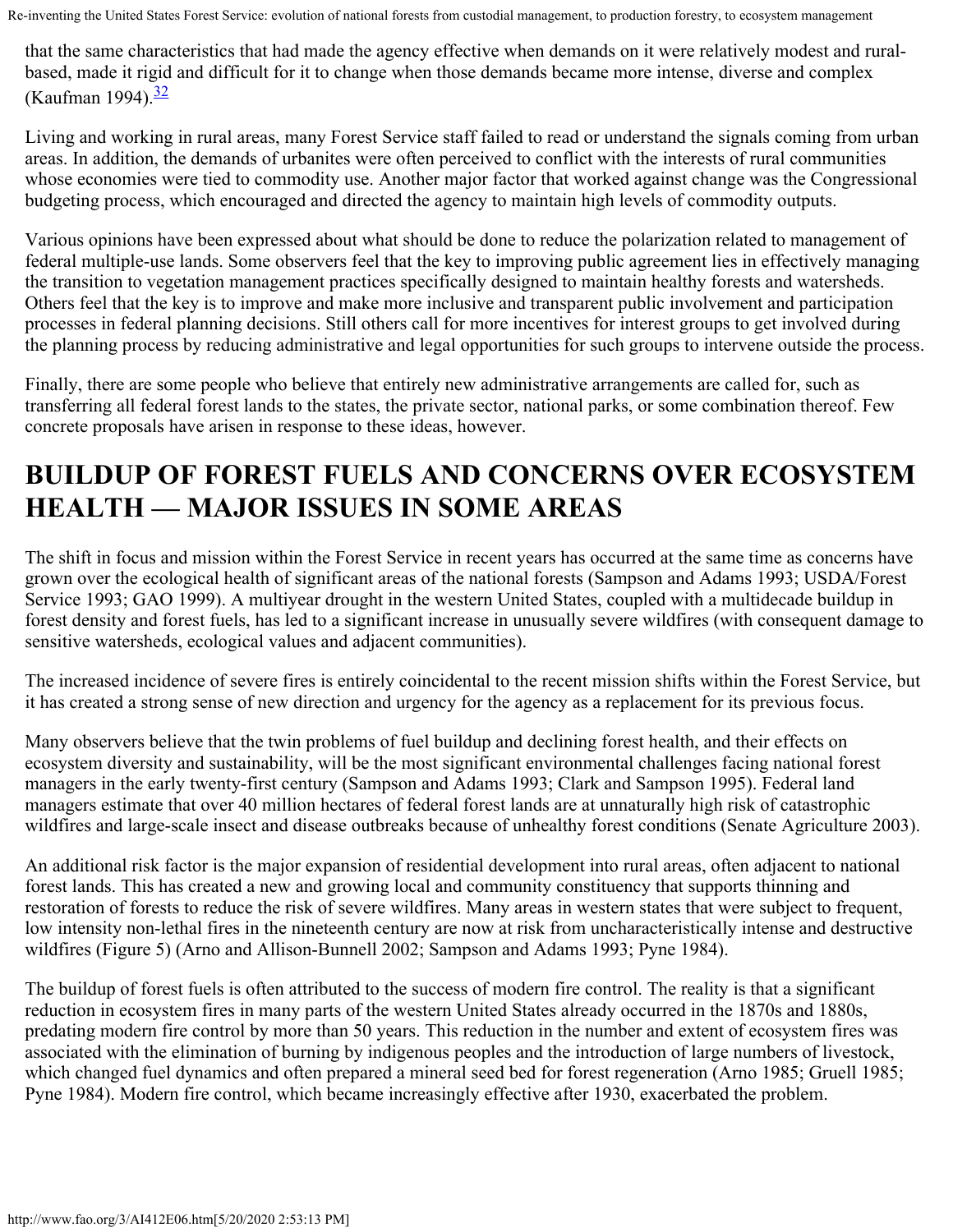that the same characteristics that had made the agency effective when demands on it were relatively modest and rural-based, made it rigid and difficult for it to change when those demands became more intense, diverse and complex (Kaufman 1994).[32]

Living and working in rural areas, many Forest Service staff failed to read or understand the signals coming from urban areas. In addition, the demands of urbanites were often perceived to conflict with the interests of rural communities whose economies were tied to commodity use. Another major factor that worked against change was the Congressional budgeting process, which encouraged and directed the agency to maintain high levels of commodity outputs.

Various opinions have been expressed about what should be done to reduce the polarization related to management of federal multiple-use lands. Some observers feel that the key to improving public agreement lies in effectively managing the transition to vegetation management practices specifically designed to maintain healthy forests and watersheds. Others feel that the key is to improve and make more inclusive and transparent public involvement and participation processes in federal planning decisions. Still others call for more incentives for interest groups to get involved during the planning process by reducing administrative and legal opportunities for such groups to intervene outside the process.

Finally, there are some people who believe that entirely new administrative arrangements are called for, such as transferring all federal forest lands to the states, the private sector, national parks, or some combination thereof. Few concrete proposals have arisen in response to these ideas, however.

# BUILDUP OF FOREST FUELS AND CONCERNS OVER ECOSYSTEM HEALTH — MAJOR ISSUES IN SOME AREAS

The shift in focus and mission within the Forest Service in recent years has occurred at the same time as concerns have grown over the ecological health of significant areas of the national forests (Sampson and Adams 1993; USDA/Forest Service 1993; GAO 1999). A multiyear drought in the western United States, coupled with a multidecade buildup in forest density and forest fuels, has led to a significant increase in unusually severe wildfires (with consequent damage to sensitive watersheds, ecological values and adjacent communities).

The increased incidence of severe fires is entirely coincidental to the recent mission shifts within the Forest Service, but it has created a strong sense of new direction and urgency for the agency as a replacement for its previous focus.

Many observers believe that the twin problems of fuel buildup and declining forest health, and their effects on ecosystem diversity and sustainability, will be the most significant environmental challenges facing national forest managers in the early twenty-first century (Sampson and Adams 1993; Clark and Sampson 1995). Federal land managers estimate that over 40 million hectares of federal forest lands are at unnaturally high risk of catastrophic wildfires and large-scale insect and disease outbreaks because of unhealthy forest conditions (Senate Agriculture 2003).

An additional risk factor is the major expansion of residential development into rural areas, often adjacent to national forest lands. This has created a new and growing local and community constituency that supports thinning and restoration of forests to reduce the risk of severe wildfires. Many areas in western states that were subject to frequent, low intensity non-lethal fires in the nineteenth century are now at risk from uncharacteristically intense and destructive wildfires (Figure 5) (Arno and Allison-Bunnell 2002; Sampson and Adams 1993; Pyne 1984).

The buildup of forest fuels is often attributed to the success of modern fire control. The reality is that a significant reduction in ecosystem fires in many parts of the western United States already occurred in the 1870s and 1880s, predating modern fire control by more than 50 years. This reduction in the number and extent of ecosystem fires was associated with the elimination of burning by indigenous peoples and the introduction of large numbers of livestock, which changed fuel dynamics and often prepared a mineral seed bed for forest regeneration (Arno 1985; Gruell 1985; Pyne 1984). Modern fire control, which became increasingly effective after 1930, exacerbated the problem.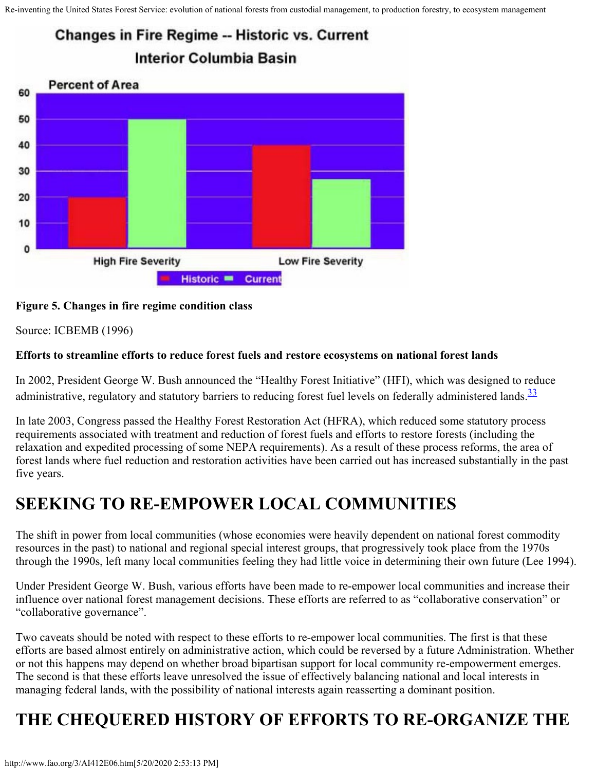Figure 5. Changes in fire regime condition class

Source: ICBEMB (1996)

**Efforts to streamline efforts to reduce forest fuels and restore ecosystems on national forest lands**

In 2002, President George W. Bush announced the "Healthy Forest Initiative" (HFI), which was designed to reduce administrative, regulatory and statutory barriers to reducing forest fuel levels on federally administered lands.[33]

In late 2003, Congress passed the Healthy Forest Restoration Act (HFRA), which reduced some statutory process requirements associated with treatment and reduction of forest fuels and efforts to restore forests (including the relaxation and expedited processing of some NEPA requirements). As a result of these process reforms, the area of forest lands where fuel reduction and restoration activities have been carried out has increased substantially in the past five years.

# SEEKING TO RE-EMPOWER LOCAL COMMUNITIES

The shift in power from local communities (whose economies were heavily dependent on national forest commodity resources in the past) to national and regional special interest groups, that progressively took place from the 1970s through the 1990s, left many local communities feeling they had little voice in determining their own future (Lee 1994).

Under President George W. Bush, various efforts have been made to re-empower local communities and increase their influence over national forest management decisions. These efforts are referred to as "collaborative conservation" or "collaborative governance".

Two caveats should be noted with respect to these efforts to re-empower local communities. The first is that these efforts are based almost entirely on administrative action, which could be reversed by a future Administration. Whether or not this happens may depend on whether broad bipartisan support for local community re-empowerment emerges. The second is that these efforts leave unresolved the issue of effectively balancing national and local interests in managing federal lands, with the possibility of national interests again reasserting a dominant position.

# THE CHEQUERED HISTORY OF EFFORTS TO RE-ORGANIZE THE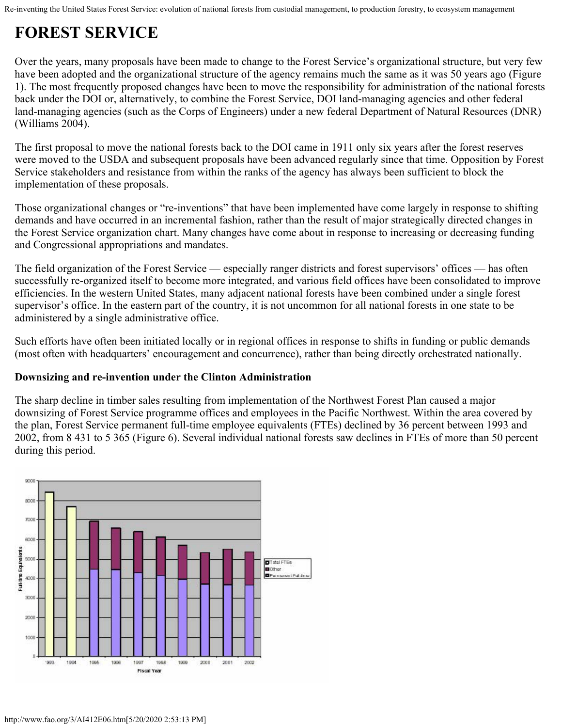# FOREST SERVICE

Over the years, many proposals have been made to change to the Forest Service's organizational structure, but very few have been adopted and the organizational structure of the agency remains much the same as it was 50 years ago (Figure 1). The most frequently proposed changes have been to move the responsibility for administration of the national forests back under the DOI or, alternatively, to combine the Forest Service, DOI land-managing agencies and other federal land-managing agencies (such as the Corps of Engineers) under a new federal Department of Natural Resources (DNR) (Williams 2004).

The first proposal to move the national forests back to the DOI came in 1911 only six years after the forest reserves were moved to the USDA and subsequent proposals have been advanced regularly since that time. Opposition by Forest Service stakeholders and resistance from within the ranks of the agency has always been sufficient to block the implementation of these proposals.

Those organizational changes or "re-inventions" that have been implemented have come largely in response to shifting demands and have occurred in an incremental fashion, rather than the result of major strategically directed changes in the Forest Service organization chart. Many changes have come about in response to increasing or decreasing funding and Congressional appropriations and mandates.

The field organization of the Forest Service — especially ranger districts and forest supervisors' offices — has often successfully re-organized itself to become more integrated, and various field offices have been consolidated to improve efficiencies. In the western United States, many adjacent national forests have been combined under a single forest supervisor's office. In the eastern part of the country, it is not uncommon for all national forests in one state to be administered by a single administrative office.

Such efforts have often been initiated locally or in regional offices in response to shifts in funding or public demands (most often with headquarters' encouragement and concurrence), rather than being directly orchestrated nationally.

**Downsizing and re-invention under the Clinton Administration**

The sharp decline in timber sales resulting from implementation of the Northwest Forest Plan caused a major downsizing of Forest Service programme offices and employees in the Pacific Northwest. Within the area covered by the plan, Forest Service permanent full-time employee equivalents (FTEs) declined by 36 percent between 1993 and 2002, from 8 431 to 5 365 (Figure 6). Several individual national forests saw declines in FTEs of more than 50 percent during this period.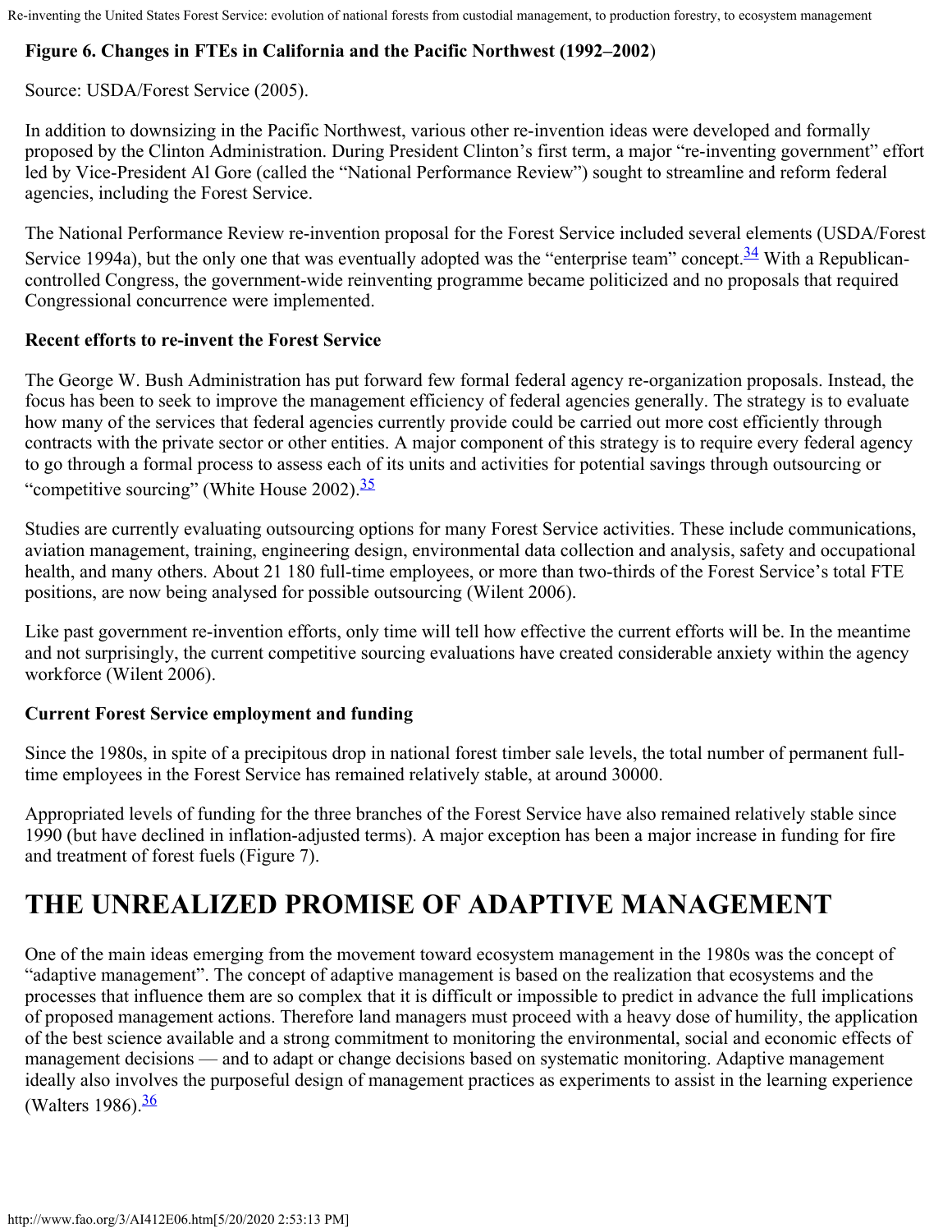**Figure 6. Changes in FTEs in California and the Pacific Northwest (1992–2002)**

Source: USDA/Forest Service (2005).

In addition to downsizing in the Pacific Northwest, various other re-invention ideas were developed and formally proposed by the Clinton Administration. During President Clinton's first term, a major "re-inventing government" effort led by Vice-President Al Gore (called the "National Performance Review") sought to streamline and reform federal agencies, including the Forest Service.

The National Performance Review re-invention proposal for the Forest Service included several elements (USDA/Forest Service 1994a), but the only one that was eventually adopted was the "enterprise team" concept.[34] With a Republican-controlled Congress, the government-wide reinventing programme became politicized and no proposals that required Congressional concurrence were implemented.

**Recent efforts to re-invent the Forest Service**

The George W. Bush Administration has put forward few formal federal agency re-organization proposals. Instead, the focus has been to seek to improve the management efficiency of federal agencies generally. The strategy is to evaluate how many of the services that federal agencies currently provide could be carried out more cost efficiently through contracts with the private sector or other entities. A major component of this strategy is to require every federal agency to go through a formal process to assess each of its units and activities for potential savings through outsourcing or "competitive sourcing" (White House 2002).[35]

Studies are currently evaluating outsourcing options for many Forest Service activities. These include communications, aviation management, training, engineering design, environmental data collection and analysis, safety and occupational health, and many others. About 21 180 full-time employees, or more than two-thirds of the Forest Service's total FTE positions, are now being analysed for possible outsourcing (Wilent 2006).

Like past government re-invention efforts, only time will tell how effective the current efforts will be. In the meantime and not surprisingly, the current competitive sourcing evaluations have created considerable anxiety within the agency workforce (Wilent 2006).

**Current Forest Service employment and funding**

Since the 1980s, in spite of a precipitous drop in national forest timber sale levels, the total number of permanent full-time employees in the Forest Service has remained relatively stable, at around 30000.

Appropriated levels of funding for the three branches of the Forest Service have also remained relatively stable since 1990 (but have declined in inflation-adjusted terms). A major exception has been a major increase in funding for fire and treatment of forest fuels (Figure 7).

# THE UNREALIZED PROMISE OF ADAPTIVE MANAGEMENT

One of the main ideas emerging from the movement toward ecosystem management in the 1980s was the concept of "adaptive management". The concept of adaptive management is based on the realization that ecosystems and the processes that influence them are so complex that it is difficult or impossible to predict in advance the full implications of proposed management actions. Therefore land managers must proceed with a heavy dose of humility, the application of the best science available and a strong commitment to monitoring the environmental, social and economic effects of management decisions — and to adapt or change decisions based on systematic monitoring. Adaptive management ideally also involves the purposeful design of management practices as experiments to assist in the learning experience (Walters 1986).[36]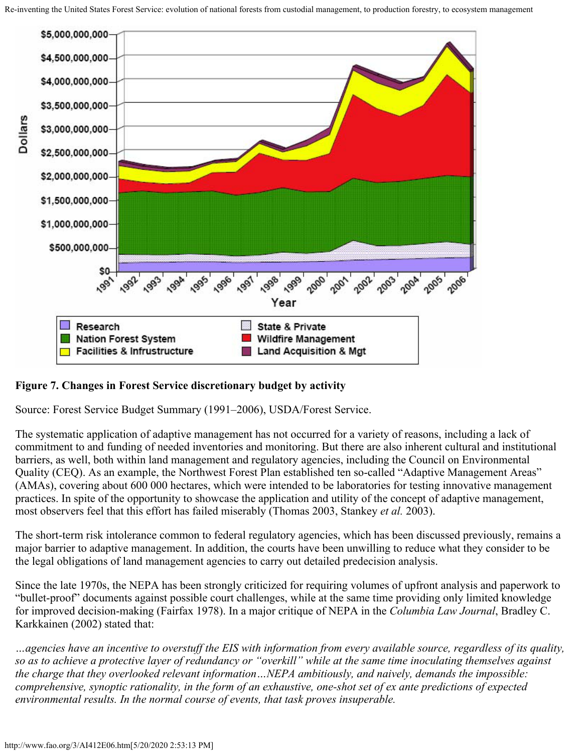**Figure 7. Changes in Forest Service discretionary budget by activity**

Source: Forest Service Budget Summary (1991–2006), USDA/Forest Service.

The systematic application of adaptive management has not occurred for a variety of reasons, including a lack of commitment to and funding of needed inventories and monitoring. But there are also inherent cultural and institutional barriers, as well, both within land management and regulatory agencies, including the Council on Environmental Quality (CEQ). As an example, the Northwest Forest Plan established ten so-called "Adaptive Management Areas" (AMAs), covering about 600 000 hectares, which were intended to be laboratories for testing innovative management practices. In spite of the opportunity to showcase the application and utility of the concept of adaptive management, most observers feel that this effort has failed miserably (Thomas 2003, Stankey *et al.* 2003).

The short-term risk intolerance common to federal regulatory agencies, which has been discussed previously, remains a major barrier to adaptive management. In addition, the courts have been unwilling to reduce what they consider to be the legal obligations of land management agencies to carry out detailed predecision analysis.

Since the late 1970s, the NEPA has been strongly criticized for requiring volumes of upfront analysis and paperwork to "bullet-proof" documents against possible court challenges, while at the same time providing only limited knowledge for improved decision-making (Fairfax 1978). In a major critique of NEPA in the *Columbia Law Journal*, Bradley C. Karkkainen (2002) stated that:

*…agencies have an incentive to overstuff the EIS with information from every available source, regardless of its quality, so as to achieve a protective layer of redundancy or "overkill" while at the same time inoculating themselves against the charge that they overlooked relevant information…NEPA ambitiously, and naively, demands the impossible: comprehensive, synoptic rationality, in the form of an exhaustive, one-shot set of ex ante predictions of expected environmental results. In the normal course of events, that task proves insuperable.*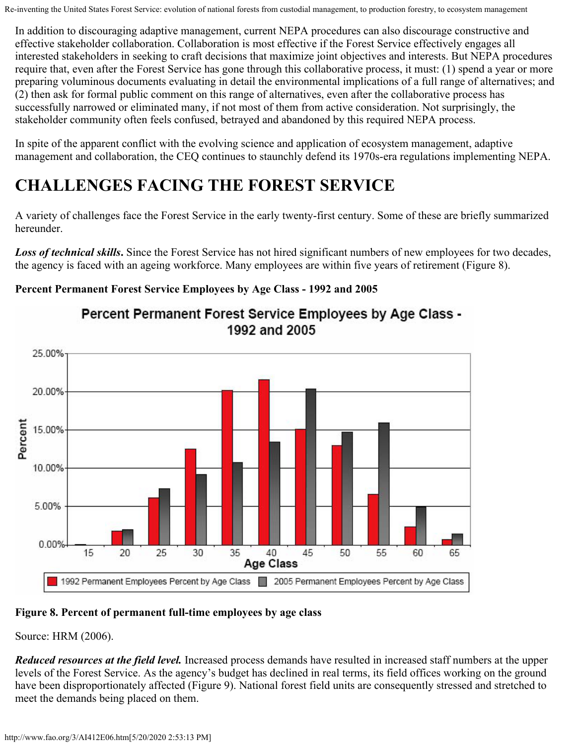In addition to discouraging adaptive management, current NEPA procedures can also discourage constructive and effective stakeholder collaboration. Collaboration is most effective if the Forest Service effectively engages all interested stakeholders in seeking to craft decisions that maximize joint objectives and interests. But NEPA procedures require that, even after the Forest Service has gone through this collaborative process, it must: (1) spend a year or more preparing voluminous documents evaluating in detail the environmental implications of a full range of alternatives; and (2) then ask for formal public comment on this range of alternatives, even after the collaborative process has successfully narrowed or eliminated many, if not most of them from active consideration. Not surprisingly, the stakeholder community often feels confused, betrayed and abandoned by this required NEPA process.

In spite of the apparent conflict with the evolving science and application of ecosystem management, adaptive management and collaboration, the CEQ continues to staunchly defend its 1970s-era regulations implementing NEPA.

# CHALLENGES FACING THE FOREST SERVICE

A variety of challenges face the Forest Service in the early twenty-first century. Some of these are briefly summarized hereunder.

***Loss of technical skills*.** Since the Forest Service has not hired significant numbers of new employees for two decades, the agency is faced with an ageing workforce. Many employees are within five years of retirement (Figure 8).

**Percent Permanent Forest Service Employees by Age Class - 1992 and 2005**

**Figure 8. Percent of permanent full-time employees by age class**

Source: HRM (2006).

***Reduced resources at the field level.*** Increased process demands have resulted in increased staff numbers at the upper levels of the Forest Service. As the agency's budget has declined in real terms, its field offices working on the ground have been disproportionately affected (Figure 9). National forest field units are consequently stressed and stretched to meet the demands being placed on them.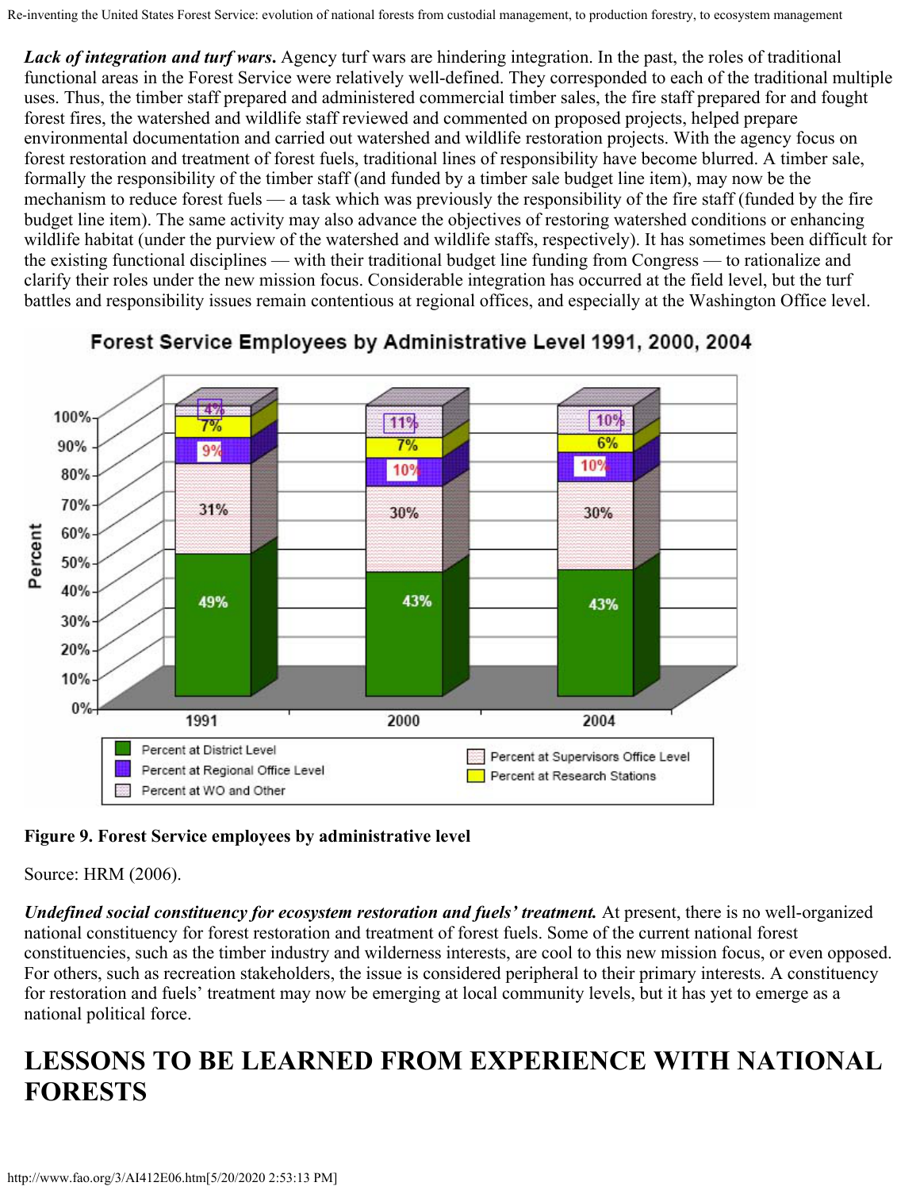***Lack of integration and turf wars.*** Agency turf wars are hindering integration. In the past, the roles of traditional functional areas in the Forest Service were relatively well-defined. They corresponded to each of the traditional multiple uses. Thus, the timber staff prepared and administered commercial timber sales, the fire staff prepared for and fought forest fires, the watershed and wildlife staff reviewed and commented on proposed projects, helped prepare environmental documentation and carried out watershed and wildlife restoration projects. With the agency focus on forest restoration and treatment of forest fuels, traditional lines of responsibility have become blurred. A timber sale, formally the responsibility of the timber staff (and funded by a timber sale budget line item), may now be the mechanism to reduce forest fuels — a task which was previously the responsibility of the fire staff (funded by the fire budget line item). The same activity may also advance the objectives of restoring watershed conditions or enhancing wildlife habitat (under the purview of the watershed and wildlife staffs, respectively). It has sometimes been difficult for the existing functional disciplines — with their traditional budget line funding from Congress — to rationalize and clarify their roles under the new mission focus. Considerable integration has occurred at the field level, but the turf battles and responsibility issues remain contentious at regional offices, and especially at the Washington Office level.

**Forest Service Employees by Administrative Level 1991, 2000, 2004**

| Level | 1991 | 2000 | 2004 |
|---|---|---|---|
| Percent at District Level | 49% | 43% | 43% |
| Percent at Supervisors Office Level | 31% | 30% | 30% |
| Percent at Regional Office Level | 9% | 10% | 10% |
| Percent at Research Stations | 7% | 7% | 6% |
| Percent at WO and Other | 4% | 11% | 10% |

**Figure 9. Forest Service employees by administrative level**

Source: HRM (2006).

***Undefined social constituency for ecosystem restoration and fuels' treatment.*** At present, there is no well-organized national constituency for forest restoration and treatment of forest fuels. Some of the current national forest constituencies, such as the timber industry and wilderness interests, are cool to this new mission focus, or even opposed. For others, such as recreation stakeholders, the issue is considered peripheral to their primary interests. A constituency for restoration and fuels' treatment may now be emerging at local community levels, but it has yet to emerge as a national political force.

# LESSONS TO BE LEARNED FROM EXPERIENCE WITH NATIONAL FORESTS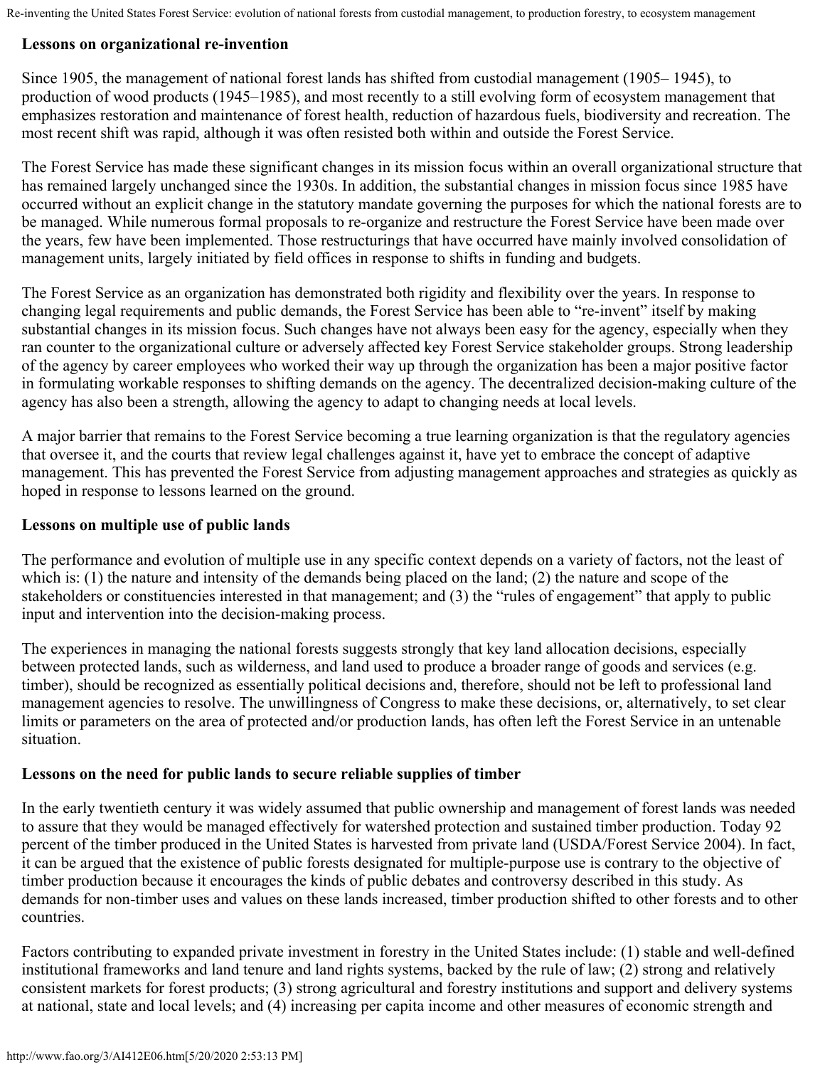### Lessons on organizational re-invention

Since 1905, the management of national forest lands has shifted from custodial management (1905– 1945), to production of wood products (1945–1985), and most recently to a still evolving form of ecosystem management that emphasizes restoration and maintenance of forest health, reduction of hazardous fuels, biodiversity and recreation. The most recent shift was rapid, although it was often resisted both within and outside the Forest Service.

The Forest Service has made these significant changes in its mission focus within an overall organizational structure that has remained largely unchanged since the 1930s. In addition, the substantial changes in mission focus since 1985 have occurred without an explicit change in the statutory mandate governing the purposes for which the national forests are to be managed. While numerous formal proposals to re-organize and restructure the Forest Service have been made over the years, few have been implemented. Those restructurings that have occurred have mainly involved consolidation of management units, largely initiated by field offices in response to shifts in funding and budgets.

The Forest Service as an organization has demonstrated both rigidity and flexibility over the years. In response to changing legal requirements and public demands, the Forest Service has been able to "re-invent" itself by making substantial changes in its mission focus. Such changes have not always been easy for the agency, especially when they ran counter to the organizational culture or adversely affected key Forest Service stakeholder groups. Strong leadership of the agency by career employees who worked their way up through the organization has been a major positive factor in formulating workable responses to shifting demands on the agency. The decentralized decision-making culture of the agency has also been a strength, allowing the agency to adapt to changing needs at local levels.

A major barrier that remains to the Forest Service becoming a true learning organization is that the regulatory agencies that oversee it, and the courts that review legal challenges against it, have yet to embrace the concept of adaptive management. This has prevented the Forest Service from adjusting management approaches and strategies as quickly as hoped in response to lessons learned on the ground.

### Lessons on multiple use of public lands

The performance and evolution of multiple use in any specific context depends on a variety of factors, not the least of which is: (1) the nature and intensity of the demands being placed on the land; (2) the nature and scope of the stakeholders or constituencies interested in that management; and (3) the "rules of engagement" that apply to public input and intervention into the decision-making process.

The experiences in managing the national forests suggests strongly that key land allocation decisions, especially between protected lands, such as wilderness, and land used to produce a broader range of goods and services (e.g. timber), should be recognized as essentially political decisions and, therefore, should not be left to professional land management agencies to resolve. The unwillingness of Congress to make these decisions, or, alternatively, to set clear limits or parameters on the area of protected and/or production lands, has often left the Forest Service in an untenable situation.

### Lessons on the need for public lands to secure reliable supplies of timber

In the early twentieth century it was widely assumed that public ownership and management of forest lands was needed to assure that they would be managed effectively for watershed protection and sustained timber production. Today 92 percent of the timber produced in the United States is harvested from private land (USDA/Forest Service 2004). In fact, it can be argued that the existence of public forests designated for multiple-purpose use is contrary to the objective of timber production because it encourages the kinds of public debates and controversy described in this study. As demands for non-timber uses and values on these lands increased, timber production shifted to other forests and to other countries.

Factors contributing to expanded private investment in forestry in the United States include: (1) stable and well-defined institutional frameworks and land tenure and land rights systems, backed by the rule of law; (2) strong and relatively consistent markets for forest products; (3) strong agricultural and forestry institutions and support and delivery systems at national, state and local levels; and (4) increasing per capita income and other measures of economic strength and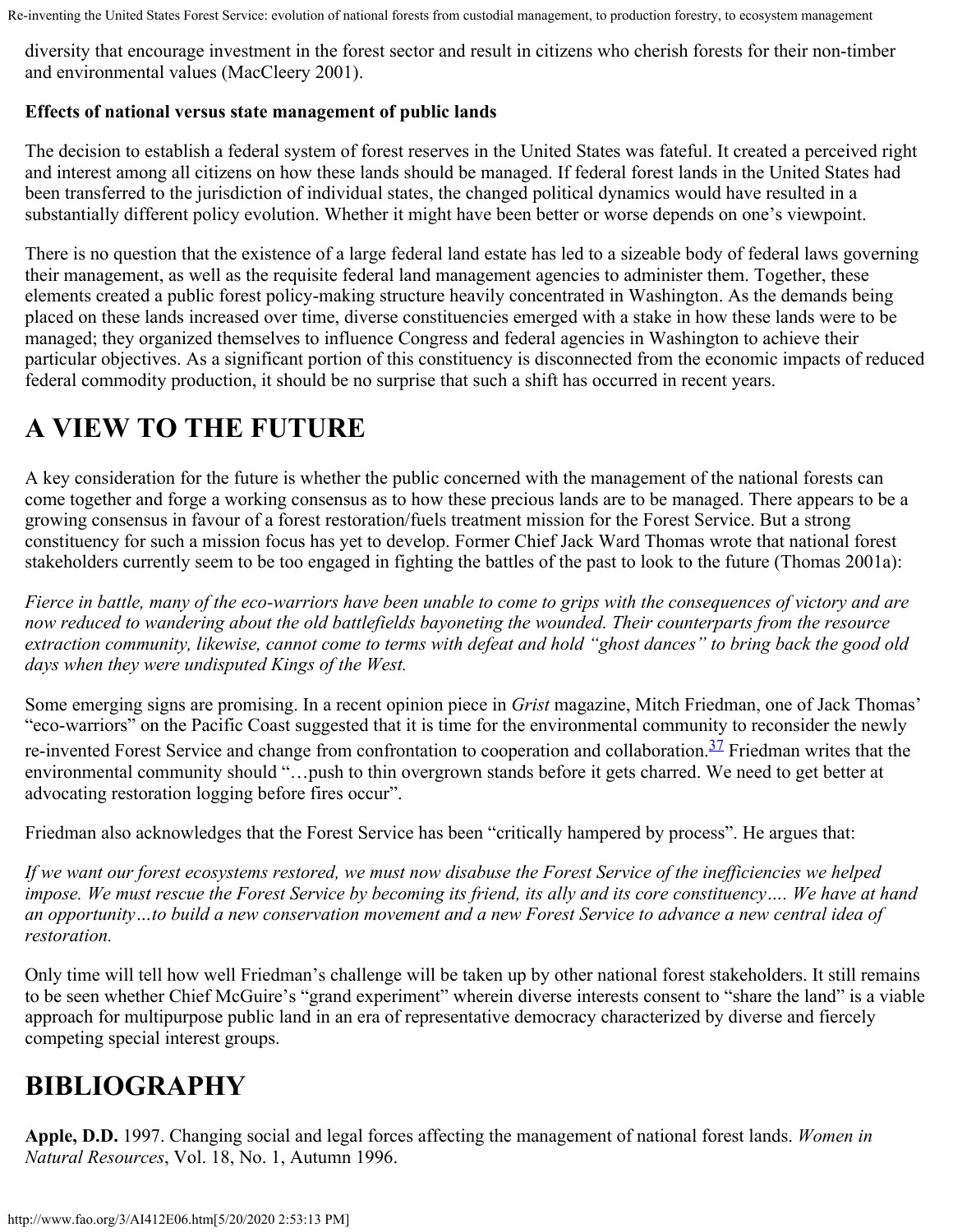diversity that encourage investment in the forest sector and result in citizens who cherish forests for their non-timber and environmental values (MacCleery 2001).

**Effects of national versus state management of public lands**

The decision to establish a federal system of forest reserves in the United States was fateful. It created a perceived right and interest among all citizens on how these lands should be managed. If federal forest lands in the United States had been transferred to the jurisdiction of individual states, the changed political dynamics would have resulted in a substantially different policy evolution. Whether it might have been better or worse depends on one's viewpoint.

There is no question that the existence of a large federal land estate has led to a sizeable body of federal laws governing their management, as well as the requisite federal land management agencies to administer them. Together, these elements created a public forest policy-making structure heavily concentrated in Washington. As the demands being placed on these lands increased over time, diverse constituencies emerged with a stake in how these lands were to be managed; they organized themselves to influence Congress and federal agencies in Washington to achieve their particular objectives. As a significant portion of this constituency is disconnected from the economic impacts of reduced federal commodity production, it should be no surprise that such a shift has occurred in recent years.

# A VIEW TO THE FUTURE

A key consideration for the future is whether the public concerned with the management of the national forests can come together and forge a working consensus as to how these precious lands are to be managed. There appears to be a growing consensus in favour of a forest restoration/fuels treatment mission for the Forest Service. But a strong constituency for such a mission focus has yet to develop. Former Chief Jack Ward Thomas wrote that national forest stakeholders currently seem to be too engaged in fighting the battles of the past to look to the future (Thomas 2001a):

*Fierce in battle, many of the eco-warriors have been unable to come to grips with the consequences of victory and are now reduced to wandering about the old battlefields bayoneting the wounded. Their counterparts from the resource extraction community, likewise, cannot come to terms with defeat and hold "ghost dances" to bring back the good old days when they were undisputed Kings of the West.*

Some emerging signs are promising. In a recent opinion piece in *Grist* magazine, Mitch Friedman, one of Jack Thomas' "eco-warriors" on the Pacific Coast suggested that it is time for the environmental community to reconsider the newly re-invented Forest Service and change from confrontation to cooperation and collaboration.[37] Friedman writes that the environmental community should "…push to thin overgrown stands before it gets charred. We need to get better at advocating restoration logging before fires occur".

Friedman also acknowledges that the Forest Service has been "critically hampered by process". He argues that:

*If we want our forest ecosystems restored, we must now disabuse the Forest Service of the inefficiencies we helped impose. We must rescue the Forest Service by becoming its friend, its ally and its core constituency…. We have at hand an opportunity…to build a new conservation movement and a new Forest Service to advance a new central idea of restoration.*

Only time will tell how well Friedman's challenge will be taken up by other national forest stakeholders. It still remains to be seen whether Chief McGuire's "grand experiment" wherein diverse interests consent to "share the land" is a viable approach for multipurpose public land in an era of representative democracy characterized by diverse and fiercely competing special interest groups.

# BIBLIOGRAPHY

**Apple, D.D.** 1997. Changing social and legal forces affecting the management of national forest lands. *Women in Natural Resources*, Vol. 18, No. 1, Autumn 1996.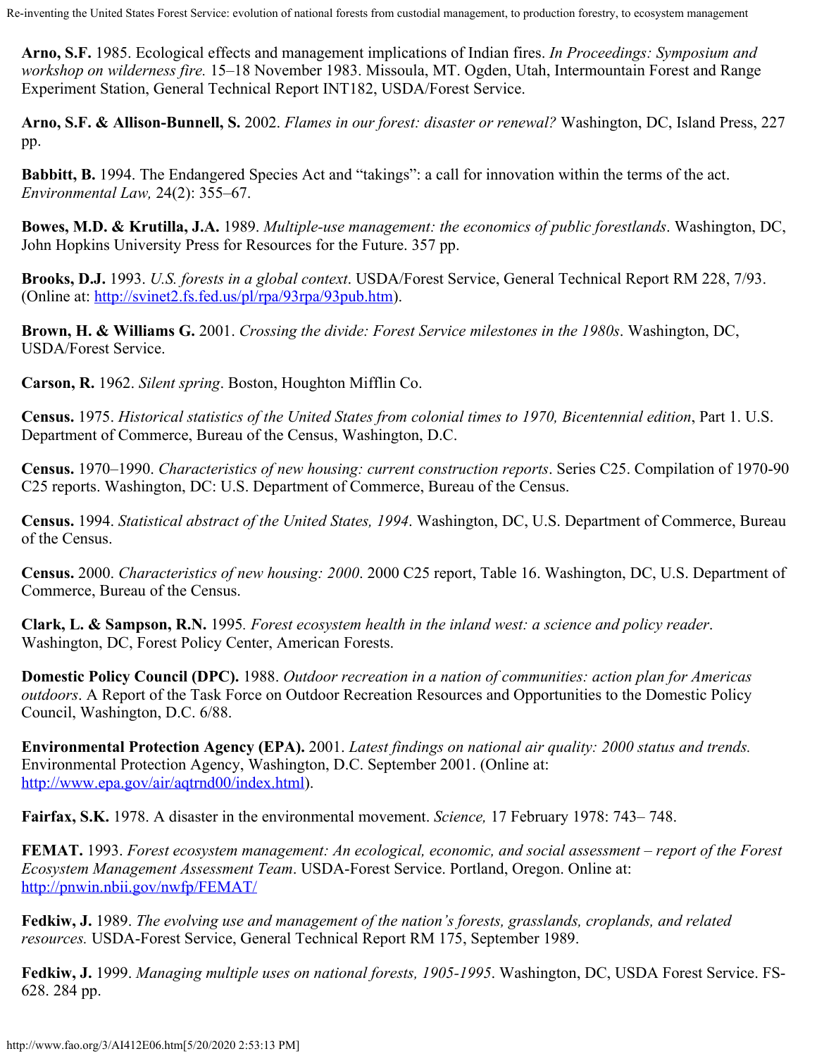**Arno, S.F.** 1985. Ecological effects and management implications of Indian fires. *In Proceedings: Symposium and workshop on wilderness fire.* 15–18 November 1983. Missoula, MT. Ogden, Utah, Intermountain Forest and Range Experiment Station, General Technical Report INT182, USDA/Forest Service.

**Arno, S.F. & Allison-Bunnell, S.** 2002. *Flames in our forest: disaster or renewal?* Washington, DC, Island Press, 227 pp.

**Babbitt, B.** 1994. The Endangered Species Act and "takings": a call for innovation within the terms of the act. *Environmental Law,* 24(2): 355–67.

**Bowes, M.D. & Krutilla, J.A.** 1989. *Multiple-use management: the economics of public forestlands*. Washington, DC, John Hopkins University Press for Resources for the Future. 357 pp.

**Brooks, D.J.** 1993. *U.S. forests in a global context*. USDA/Forest Service, General Technical Report RM 228, 7/93. (Online at: http://svinet2.fs.fed.us/pl/rpa/93rpa/93pub.htm).

**Brown, H. & Williams G.** 2001. *Crossing the divide: Forest Service milestones in the 1980s*. Washington, DC, USDA/Forest Service.

**Carson, R.** 1962. *Silent spring*. Boston, Houghton Mifflin Co.

**Census.** 1975. *Historical statistics of the United States from colonial times to 1970, Bicentennial edition*, Part 1. U.S. Department of Commerce, Bureau of the Census, Washington, D.C.

**Census.** 1970–1990. *Characteristics of new housing: current construction reports*. Series C25. Compilation of 1970-90 C25 reports. Washington, DC: U.S. Department of Commerce, Bureau of the Census.

**Census.** 1994. *Statistical abstract of the United States, 1994*. Washington, DC, U.S. Department of Commerce, Bureau of the Census.

**Census.** 2000. *Characteristics of new housing: 2000*. 2000 C25 report, Table 16. Washington, DC, U.S. Department of Commerce, Bureau of the Census.

**Clark, L. & Sampson, R.N.** 1995. *Forest ecosystem health in the inland west: a science and policy reader*. Washington, DC, Forest Policy Center, American Forests.

**Domestic Policy Council (DPC).** 1988. *Outdoor recreation in a nation of communities: action plan for Americas outdoors*. A Report of the Task Force on Outdoor Recreation Resources and Opportunities to the Domestic Policy Council, Washington, D.C. 6/88.

**Environmental Protection Agency (EPA).** 2001. *Latest findings on national air quality: 2000 status and trends.* Environmental Protection Agency, Washington, D.C. September 2001. (Online at: http://www.epa.gov/air/aqtrnd00/index.html).

**Fairfax, S.K.** 1978. A disaster in the environmental movement. *Science,* 17 February 1978: 743– 748.

**FEMAT.** 1993. *Forest ecosystem management: An ecological, economic, and social assessment – report of the Forest Ecosystem Management Assessment Team*. USDA-Forest Service. Portland, Oregon. Online at: http://pnwin.nbii.gov/nwfp/FEMAT/

**Fedkiw, J.** 1989. *The evolving use and management of the nation's forests, grasslands, croplands, and related resources.* USDA-Forest Service, General Technical Report RM 175, September 1989.

**Fedkiw, J.** 1999. *Managing multiple uses on national forests, 1905-1995*. Washington, DC, USDA Forest Service. FS-628. 284 pp.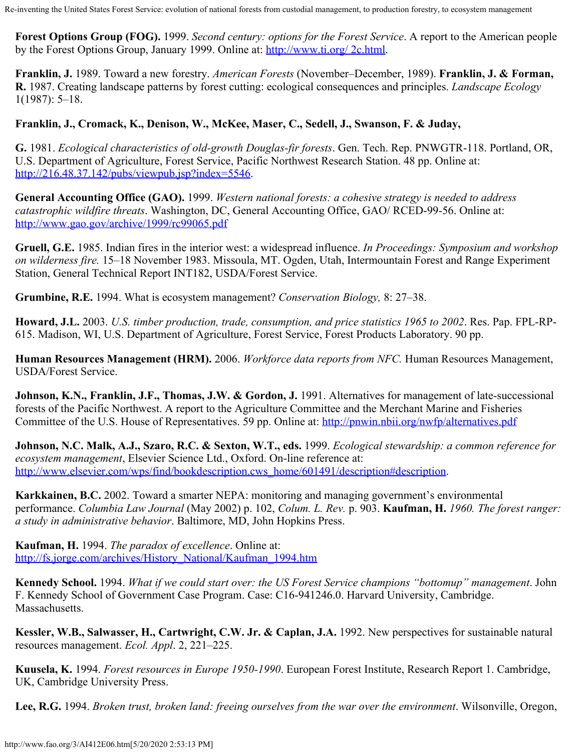**Forest Options Group (FOG).** 1999. *Second century: options for the Forest Service*. A report to the American people by the Forest Options Group, January 1999. Online at: http://www.ti.org/ 2c.html.

**Franklin, J.** 1989. Toward a new forestry. *American Forests* (November–December, 1989). **Franklin, J. & Forman, R.** 1987. Creating landscape patterns by forest cutting: ecological consequences and principles. *Landscape Ecology* 1(1987): 5–18.

**Franklin, J., Cromack, K., Denison, W., McKee, Maser, C., Sedell, J., Swanson, F. & Juday,**

**G.** 1981. *Ecological characteristics of old-growth Douglas-fir forests*. Gen. Tech. Rep. PNWGTR-118. Portland, OR, U.S. Department of Agriculture, Forest Service, Pacific Northwest Research Station. 48 pp. Online at: http://216.48.37.142/pubs/viewpub.jsp?index=5546.

**General Accounting Office (GAO).** 1999. *Western national forests: a cohesive strategy is needed to address catastrophic wildfire threats*. Washington, DC, General Accounting Office, GAO/ RCED-99-56. Online at: http://www.gao.gov/archive/1999/rc99065.pdf

**Gruell, G.E.** 1985. Indian fires in the interior west: a widespread influence. *In Proceedings: Symposium and workshop on wilderness fire.* 15–18 November 1983. Missoula, MT. Ogden, Utah, Intermountain Forest and Range Experiment Station, General Technical Report INT182, USDA/Forest Service.

**Grumbine, R.E.** 1994. What is ecosystem management? *Conservation Biology,* 8: 27–38.

**Howard, J.L.** 2003. *U.S. timber production, trade, consumption, and price statistics 1965 to 2002*. Res. Pap. FPL-RP-615. Madison, WI, U.S. Department of Agriculture, Forest Service, Forest Products Laboratory. 90 pp.

**Human Resources Management (HRM).** 2006. *Workforce data reports from NFC.* Human Resources Management, USDA/Forest Service.

**Johnson, K.N., Franklin, J.F., Thomas, J.W. & Gordon, J.** 1991. Alternatives for management of late-successional forests of the Pacific Northwest. A report to the Agriculture Committee and the Merchant Marine and Fisheries Committee of the U.S. House of Representatives. 59 pp. Online at: http://pnwin.nbii.org/nwfp/alternatives.pdf

**Johnson, N.C. Malk, A.J., Szaro, R.C. & Sexton, W.T., eds.** 1999. *Ecological stewardship: a common reference for ecosystem management*, Elsevier Science Ltd., Oxford. On-line reference at: http://www.elsevier.com/wps/find/bookdescription.cws_home/601491/description#description.

**Karkkainen, B.C.** 2002. Toward a smarter NEPA: monitoring and managing government's environmental performance. *Columbia Law Journal* (May 2002) p. 102, *Colum. L. Rev.* p. 903. **Kaufman, H.** *1960. The forest ranger: a study in administrative behavior*. Baltimore, MD, John Hopkins Press.

**Kaufman, H.** 1994. *The paradox of excellence*. Online at: http://fs.jorge.com/archives/History_National/Kaufman_1994.htm

**Kennedy School.** 1994. *What if we could start over: the US Forest Service champions "bottomup" management*. John F. Kennedy School of Government Case Program. Case: C16-941246.0. Harvard University, Cambridge. Massachusetts.

**Kessler, W.B., Salwasser, H., Cartwright, C.W. Jr. & Caplan, J.A.** 1992. New perspectives for sustainable natural resources management. *Ecol. Appl*. 2, 221–225.

**Kuusela, K.** 1994. *Forest resources in Europe 1950-1990*. European Forest Institute, Research Report 1. Cambridge, UK, Cambridge University Press.

**Lee, R.G.** 1994. *Broken trust, broken land: freeing ourselves from the war over the environment*. Wilsonville, Oregon,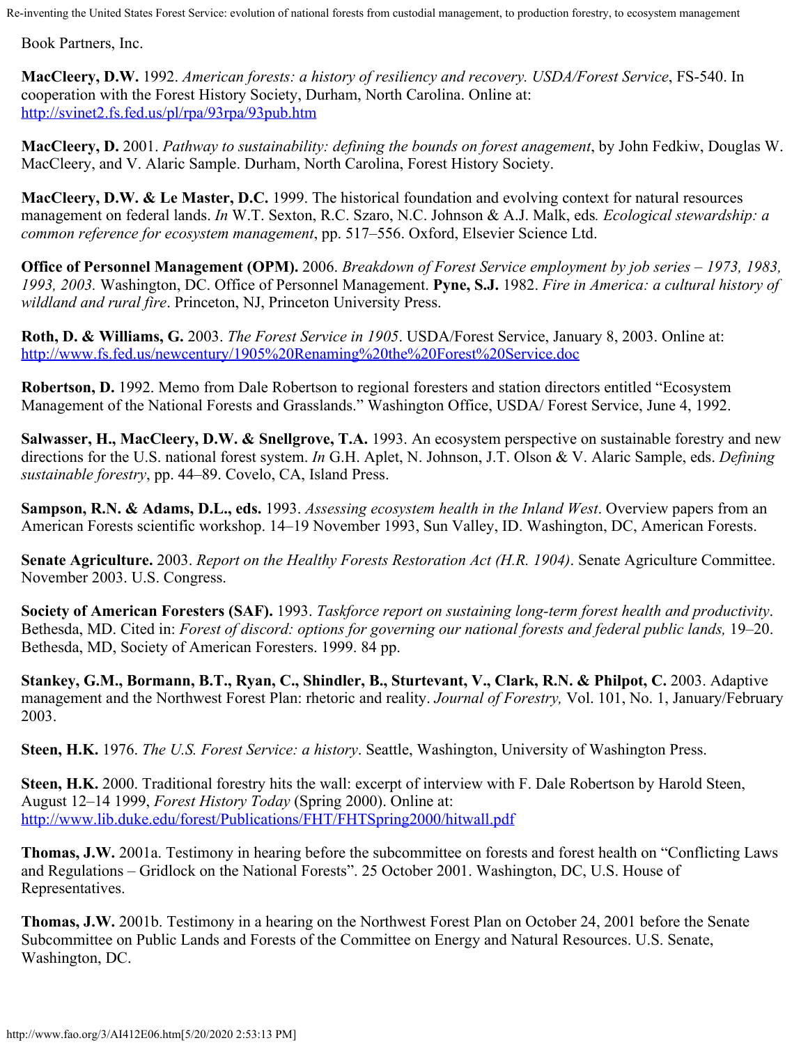Book Partners, Inc.

**MacCleery, D.W.** 1992. *American forests: a history of resiliency and recovery. USDA/Forest Service*, FS-540. In cooperation with the Forest History Society, Durham, North Carolina. Online at: http://svinet2.fs.fed.us/pl/rpa/93rpa/93pub.htm

**MacCleery, D.** 2001. *Pathway to sustainability: defining the bounds on forest anagement*, by John Fedkiw, Douglas W. MacCleery, and V. Alaric Sample. Durham, North Carolina, Forest History Society.

**MacCleery, D.W. & Le Master, D.C.** 1999. The historical foundation and evolving context for natural resources management on federal lands. *In* W.T. Sexton, R.C. Szaro, N.C. Johnson & A.J. Malk, eds*. Ecological stewardship: a common reference for ecosystem management*, pp. 517–556. Oxford, Elsevier Science Ltd.

**Office of Personnel Management (OPM).** 2006. *Breakdown of Forest Service employment by job series – 1973, 1983, 1993, 2003.* Washington, DC. Office of Personnel Management. **Pyne, S.J.** 1982. *Fire in America: a cultural history of wildland and rural fire*. Princeton, NJ, Princeton University Press.

**Roth, D. & Williams, G.** 2003. *The Forest Service in 1905*. USDA/Forest Service, January 8, 2003. Online at: http://www.fs.fed.us/newcentury/1905%20Renaming%20the%20Forest%20Service.doc

**Robertson, D.** 1992. Memo from Dale Robertson to regional foresters and station directors entitled "Ecosystem Management of the National Forests and Grasslands." Washington Office, USDA/ Forest Service, June 4, 1992.

**Salwasser, H., MacCleery, D.W. & Snellgrove, T.A.** 1993. An ecosystem perspective on sustainable forestry and new directions for the U.S. national forest system. *In* G.H. Aplet, N. Johnson, J.T. Olson & V. Alaric Sample, eds. *Defining sustainable forestry*, pp. 44–89. Covelo, CA, Island Press.

**Sampson, R.N. & Adams, D.L., eds.** 1993. *Assessing ecosystem health in the Inland West*. Overview papers from an American Forests scientific workshop. 14–19 November 1993, Sun Valley, ID. Washington, DC, American Forests.

**Senate Agriculture.** 2003. *Report on the Healthy Forests Restoration Act (H.R. 1904)*. Senate Agriculture Committee. November 2003. U.S. Congress.

**Society of American Foresters (SAF).** 1993. *Taskforce report on sustaining long-term forest health and productivity*. Bethesda, MD. Cited in: *Forest of discord: options for governing our national forests and federal public lands,* 19–20. Bethesda, MD, Society of American Foresters. 1999. 84 pp.

**Stankey, G.M., Bormann, B.T., Ryan, C., Shindler, B., Sturtevant, V., Clark, R.N. & Philpot, C.** 2003. Adaptive management and the Northwest Forest Plan: rhetoric and reality. *Journal of Forestry,* Vol. 101, No. 1, January/February 2003.

**Steen, H.K.** 1976. *The U.S. Forest Service: a history*. Seattle, Washington, University of Washington Press.

**Steen, H.K.** 2000. Traditional forestry hits the wall: excerpt of interview with F. Dale Robertson by Harold Steen, August 12–14 1999, *Forest History Today* (Spring 2000). Online at: http://www.lib.duke.edu/forest/Publications/FHT/FHTSpring2000/hitwall.pdf

**Thomas, J.W.** 2001a. Testimony in hearing before the subcommittee on forests and forest health on "Conflicting Laws and Regulations – Gridlock on the National Forests". 25 October 2001. Washington, DC, U.S. House of Representatives.

**Thomas, J.W.** 2001b. Testimony in a hearing on the Northwest Forest Plan on October 24, 2001 before the Senate Subcommittee on Public Lands and Forests of the Committee on Energy and Natural Resources. U.S. Senate, Washington, DC.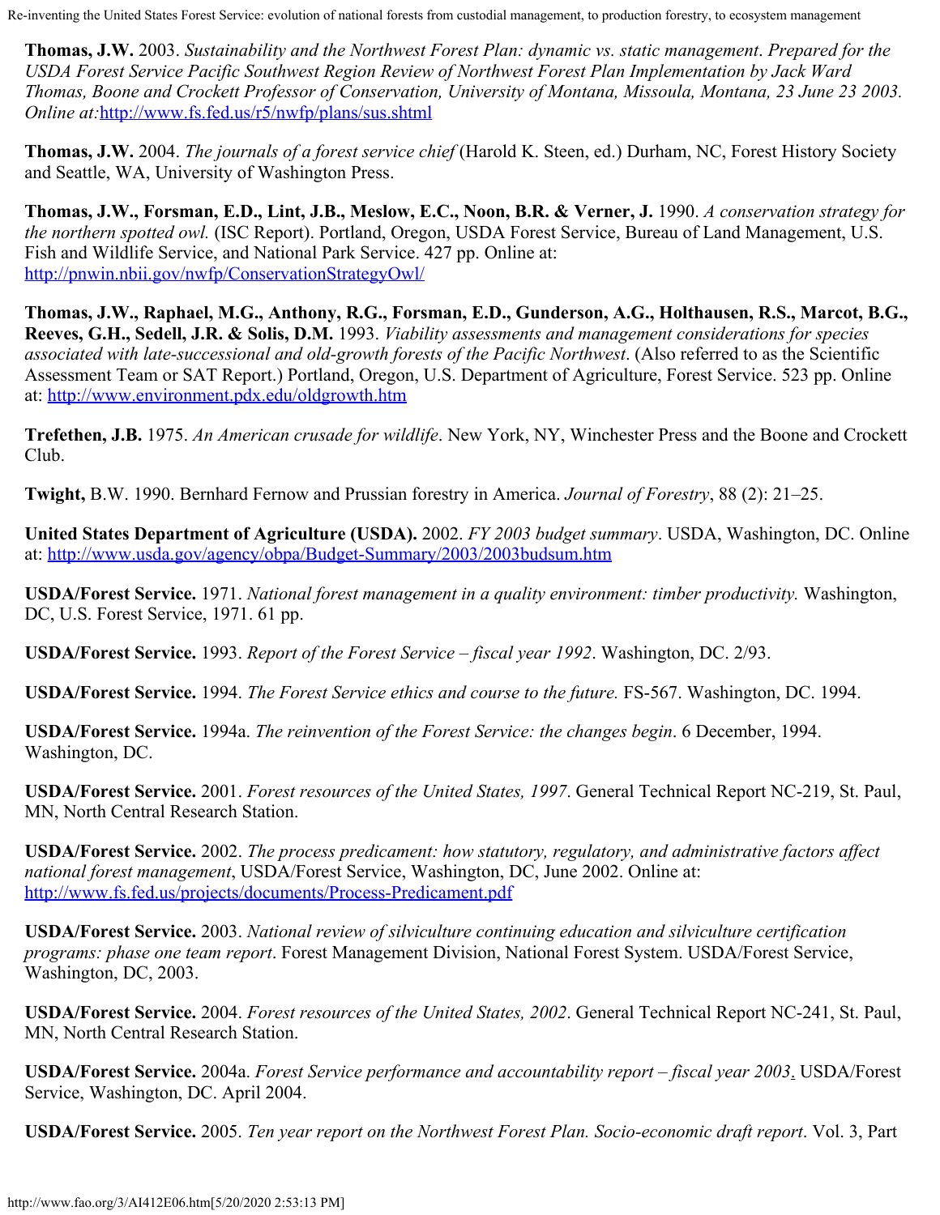**Thomas, J.W.** 2003. *Sustainability and the Northwest Forest Plan: dynamic vs. static management*. *Prepared for the USDA Forest Service Pacific Southwest Region Review of Northwest Forest Plan Implementation by Jack Ward Thomas, Boone and Crockett Professor of Conservation, University of Montana, Missoula, Montana, 23 June 23 2003. Online at:*http://www.fs.fed.us/r5/nwfp/plans/sus.shtml

**Thomas, J.W.** 2004. *The journals of a forest service chief* (Harold K. Steen, ed.) Durham, NC, Forest History Society and Seattle, WA, University of Washington Press.

**Thomas, J.W., Forsman, E.D., Lint, J.B., Meslow, E.C., Noon, B.R. & Verner, J.** 1990. *A conservation strategy for the northern spotted owl.* (ISC Report). Portland, Oregon, USDA Forest Service, Bureau of Land Management, U.S. Fish and Wildlife Service, and National Park Service. 427 pp. Online at: http://pnwin.nbii.gov/nwfp/ConservationStrategyOwl/

**Thomas, J.W., Raphael, M.G., Anthony, R.G., Forsman, E.D., Gunderson, A.G., Holthausen, R.S., Marcot, B.G., Reeves, G.H., Sedell, J.R. & Solis, D.M.** 1993. *Viability assessments and management considerations for species associated with late-successional and old-growth forests of the Pacific Northwest*. (Also referred to as the Scientific Assessment Team or SAT Report.) Portland, Oregon, U.S. Department of Agriculture, Forest Service. 523 pp. Online at: http://www.environment.pdx.edu/oldgrowth.htm

**Trefethen, J.B.** 1975. *An American crusade for wildlife*. New York, NY, Winchester Press and the Boone and Crockett Club.

**Twight,** B.W. 1990. Bernhard Fernow and Prussian forestry in America. *Journal of Forestry*, 88 (2): 21–25.

**United States Department of Agriculture (USDA).** 2002. *FY 2003 budget summary*. USDA, Washington, DC. Online at: http://www.usda.gov/agency/obpa/Budget-Summary/2003/2003budsum.htm

**USDA/Forest Service.** 1971. *National forest management in a quality environment: timber productivity.* Washington, DC, U.S. Forest Service, 1971. 61 pp.

**USDA/Forest Service.** 1993. *Report of the Forest Service – fiscal year 1992*. Washington, DC. 2/93.

**USDA/Forest Service.** 1994. *The Forest Service ethics and course to the future.* FS-567. Washington, DC. 1994.

**USDA/Forest Service.** 1994a. *The reinvention of the Forest Service: the changes begin*. 6 December, 1994. Washington, DC.

**USDA/Forest Service.** 2001. *Forest resources of the United States, 1997*. General Technical Report NC-219, St. Paul, MN, North Central Research Station.

**USDA/Forest Service.** 2002. *The process predicament: how statutory, regulatory, and administrative factors affect national forest management*, USDA/Forest Service, Washington, DC, June 2002. Online at: http://www.fs.fed.us/projects/documents/Process-Predicament.pdf

**USDA/Forest Service.** 2003. *National review of silviculture continuing education and silviculture certification programs: phase one team report*. Forest Management Division, National Forest System. USDA/Forest Service, Washington, DC, 2003.

**USDA/Forest Service.** 2004. *Forest resources of the United States, 2002*. General Technical Report NC-241, St. Paul, MN, North Central Research Station.

**USDA/Forest Service.** 2004a. *Forest Service performance and accountability report – fiscal year 2003*. USDA/Forest Service, Washington, DC. April 2004.

**USDA/Forest Service.** 2005. *Ten year report on the Northwest Forest Plan. Socio-economic draft report*. Vol. 3, Part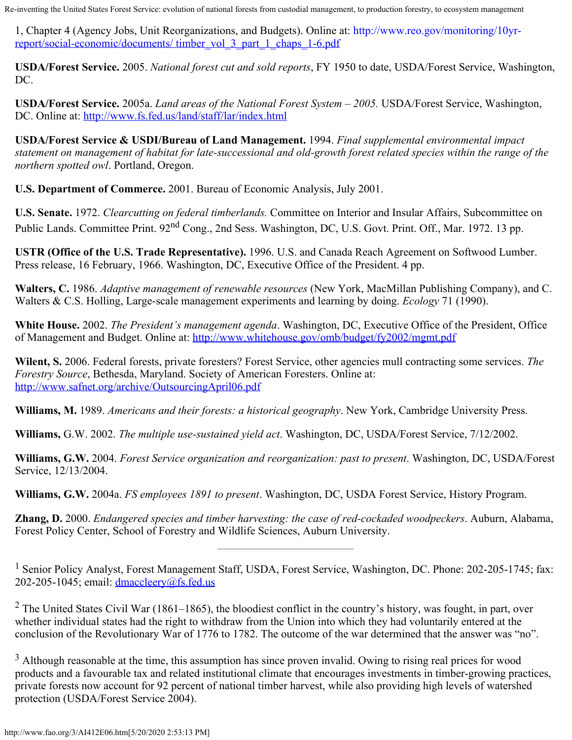1, Chapter 4 (Agency Jobs, Unit Reorganizations, and Budgets). Online at: http://www.reo.gov/monitoring/10yr-report/social-economic/documents/ timber_vol_3_part_1_chaps_1-6.pdf

**USDA/Forest Service.** 2005. *National forest cut and sold reports*, FY 1950 to date, USDA/Forest Service, Washington, DC.

**USDA/Forest Service.** 2005a. *Land areas of the National Forest System – 2005.* USDA/Forest Service, Washington, DC. Online at: http://www.fs.fed.us/land/staff/lar/index.html

**USDA/Forest Service & USDI/Bureau of Land Management.** 1994. *Final supplemental environmental impact statement on management of habitat for late-successional and old-growth forest related species within the range of the northern spotted owl*. Portland, Oregon.

**U.S. Department of Commerce.** 2001. Bureau of Economic Analysis, July 2001.

**U.S. Senate.** 1972. *Clearcutting on federal timberlands.* Committee on Interior and Insular Affairs, Subcommittee on Public Lands. Committee Print. 92nd Cong., 2nd Sess. Washington, DC, U.S. Govt. Print. Off., Mar. 1972. 13 pp.

**USTR (Office of the U.S. Trade Representative).** 1996. U.S. and Canada Reach Agreement on Softwood Lumber. Press release, 16 February, 1966. Washington, DC, Executive Office of the President. 4 pp.

**Walters, C.** 1986. *Adaptive management of renewable resources* (New York, MacMillan Publishing Company), and C. Walters & C.S. Holling, Large-scale management experiments and learning by doing. *Ecology* 71 (1990).

**White House.** 2002. *The President's management agenda*. Washington, DC, Executive Office of the President, Office of Management and Budget. Online at: http://www.whitehouse.gov/omb/budget/fy2002/mgmt.pdf

**Wilent, S.** 2006. Federal forests, private foresters? Forest Service, other agencies mull contracting some services. *The Forestry Source*, Bethesda, Maryland. Society of American Foresters. Online at: http://www.safnet.org/archive/OutsourcingApril06.pdf

**Williams, M.** 1989. *Americans and their forests: a historical geography*. New York, Cambridge University Press.

**Williams,** G.W. 2002. *The multiple use-sustained yield act*. Washington, DC, USDA/Forest Service, 7/12/2002.

**Williams, G.W.** 2004. *Forest Service organization and reorganization: past to present*. Washington, DC, USDA/Forest Service, 12/13/2004.

**Williams, G.W.** 2004a. *FS employees 1891 to present*. Washington, DC, USDA Forest Service, History Program.

**Zhang, D.** 2000. *Endangered species and timber harvesting: the case of red-cockaded woodpeckers*. Auburn, Alabama, Forest Policy Center, School of Forestry and Wildlife Sciences, Auburn University.

---

[1] Senior Policy Analyst, Forest Management Staff, USDA, Forest Service, Washington, DC. Phone: 202-205-1745; fax: 202-205-1045; email: dmaccleery@fs.fed.us

[2] The United States Civil War (1861–1865), the bloodiest conflict in the country's history, was fought, in part, over whether individual states had the right to withdraw from the Union into which they had voluntarily entered at the conclusion of the Revolutionary War of 1776 to 1782. The outcome of the war determined that the answer was "no".

[3] Although reasonable at the time, this assumption has since proven invalid. Owing to rising real prices for wood products and a favourable tax and related institutional climate that encourages investments in timber-growing practices, private forests now account for 92 percent of national timber harvest, while also providing high levels of watershed protection (USDA/Forest Service 2004).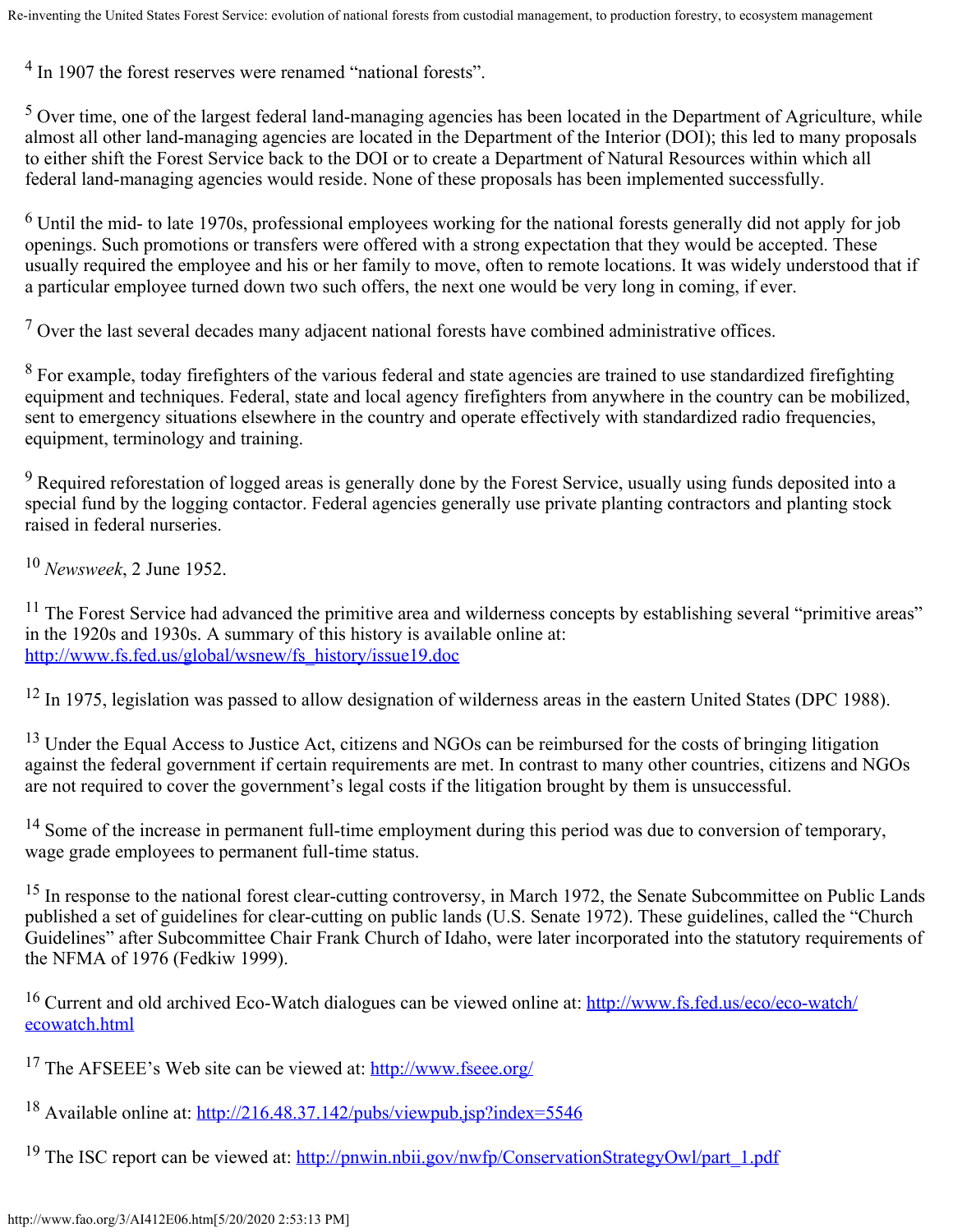[4] In 1907 the forest reserves were renamed "national forests".

[5] Over time, one of the largest federal land-managing agencies has been located in the Department of Agriculture, while almost all other land-managing agencies are located in the Department of the Interior (DOI); this led to many proposals to either shift the Forest Service back to the DOI or to create a Department of Natural Resources within which all federal land-managing agencies would reside. None of these proposals has been implemented successfully.

[6] Until the mid- to late 1970s, professional employees working for the national forests generally did not apply for job openings. Such promotions or transfers were offered with a strong expectation that they would be accepted. These usually required the employee and his or her family to move, often to remote locations. It was widely understood that if a particular employee turned down two such offers, the next one would be very long in coming, if ever.

[7] Over the last several decades many adjacent national forests have combined administrative offices.

[8] For example, today firefighters of the various federal and state agencies are trained to use standardized firefighting equipment and techniques. Federal, state and local agency firefighters from anywhere in the country can be mobilized, sent to emergency situations elsewhere in the country and operate effectively with standardized radio frequencies, equipment, terminology and training.

[9] Required reforestation of logged areas is generally done by the Forest Service, usually using funds deposited into a special fund by the logging contactor. Federal agencies generally use private planting contractors and planting stock raised in federal nurseries.

[10] *Newsweek*, 2 June 1952.

[11] The Forest Service had advanced the primitive area and wilderness concepts by establishing several "primitive areas" in the 1920s and 1930s. A summary of this history is available online at: http://www.fs.fed.us/global/wsnew/fs_history/issue19.doc

[12] In 1975, legislation was passed to allow designation of wilderness areas in the eastern United States (DPC 1988).

[13] Under the Equal Access to Justice Act, citizens and NGOs can be reimbursed for the costs of bringing litigation against the federal government if certain requirements are met. In contrast to many other countries, citizens and NGOs are not required to cover the government's legal costs if the litigation brought by them is unsuccessful.

[14] Some of the increase in permanent full-time employment during this period was due to conversion of temporary, wage grade employees to permanent full-time status.

[15] In response to the national forest clear-cutting controversy, in March 1972, the Senate Subcommittee on Public Lands published a set of guidelines for clear-cutting on public lands (U.S. Senate 1972). These guidelines, called the "Church Guidelines" after Subcommittee Chair Frank Church of Idaho, were later incorporated into the statutory requirements of the NFMA of 1976 (Fedkiw 1999).

[16] Current and old archived Eco-Watch dialogues can be viewed online at: http://www.fs.fed.us/eco/eco-watch/ecowatch.html

[17] The AFSEEE's Web site can be viewed at: http://www.fseee.org/

[18] Available online at: http://216.48.37.142/pubs/viewpub.jsp?index=5546

[19] The ISC report can be viewed at: http://pnwin.nbii.gov/nwfp/ConservationStrategyOwl/part_1.pdf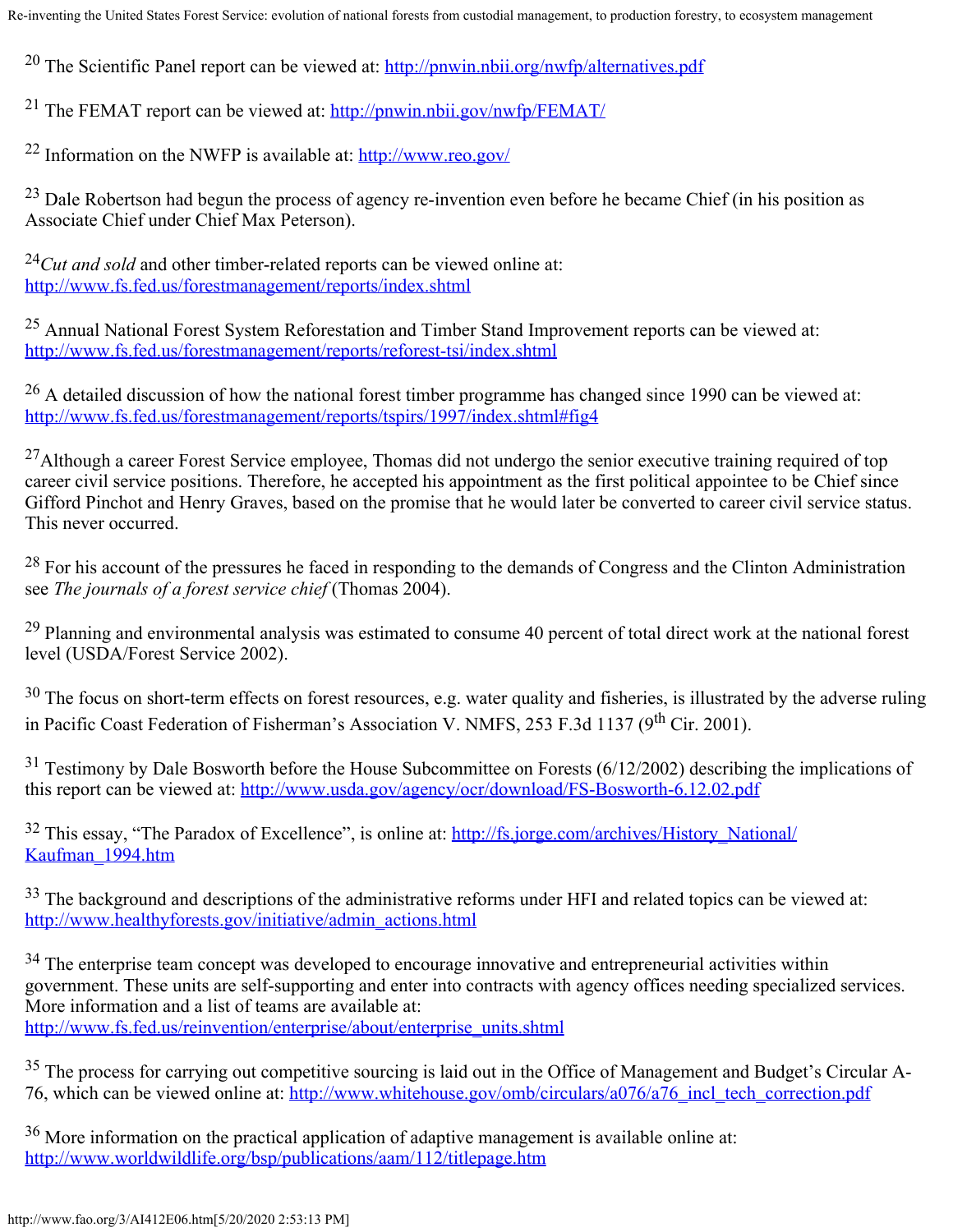[20] The Scientific Panel report can be viewed at: http://pnwin.nbii.org/nwfp/alternatives.pdf

[21] The FEMAT report can be viewed at: http://pnwin.nbii.gov/nwfp/FEMAT/

[22] Information on the NWFP is available at: http://www.reo.gov/

[23] Dale Robertson had begun the process of agency re-invention even before he became Chief (in his position as Associate Chief under Chief Max Peterson).

[24] *Cut and sold* and other timber-related reports can be viewed online at: http://www.fs.fed.us/forestmanagement/reports/index.shtml

[25] Annual National Forest System Reforestation and Timber Stand Improvement reports can be viewed at: http://www.fs.fed.us/forestmanagement/reports/reforest-tsi/index.shtml

[26] A detailed discussion of how the national forest timber programme has changed since 1990 can be viewed at: http://www.fs.fed.us/forestmanagement/reports/tspirs/1997/index.shtml#fig4

[27] Although a career Forest Service employee, Thomas did not undergo the senior executive training required of top career civil service positions. Therefore, he accepted his appointment as the first political appointee to be Chief since Gifford Pinchot and Henry Graves, based on the promise that he would later be converted to career civil service status. This never occurred.

[28] For his account of the pressures he faced in responding to the demands of Congress and the Clinton Administration see *The journals of a forest service chief* (Thomas 2004).

[29] Planning and environmental analysis was estimated to consume 40 percent of total direct work at the national forest level (USDA/Forest Service 2002).

[30] The focus on short-term effects on forest resources, e.g. water quality and fisheries, is illustrated by the adverse ruling in Pacific Coast Federation of Fisherman's Association V. NMFS, 253 F.3d 1137 (9th Cir. 2001).

[31] Testimony by Dale Bosworth before the House Subcommittee on Forests (6/12/2002) describing the implications of this report can be viewed at: http://www.usda.gov/agency/ocr/download/FS-Bosworth-6.12.02.pdf

[32] This essay, "The Paradox of Excellence", is online at: http://fs.jorge.com/archives/History_National/Kaufman_1994.htm

[33] The background and descriptions of the administrative reforms under HFI and related topics can be viewed at: http://www.healthyforests.gov/initiative/admin_actions.html

[34] The enterprise team concept was developed to encourage innovative and entrepreneurial activities within government. These units are self-supporting and enter into contracts with agency offices needing specialized services. More information and a list of teams are available at: http://www.fs.fed.us/reinvention/enterprise/about/enterprise_units.shtml

[35] The process for carrying out competitive sourcing is laid out in the Office of Management and Budget's Circular A-76, which can be viewed online at: http://www.whitehouse.gov/omb/circulars/a076/a76_incl_tech_correction.pdf

[36] More information on the practical application of adaptive management is available online at: http://www.worldwildlife.org/bsp/publications/aam/112/titlepage.htm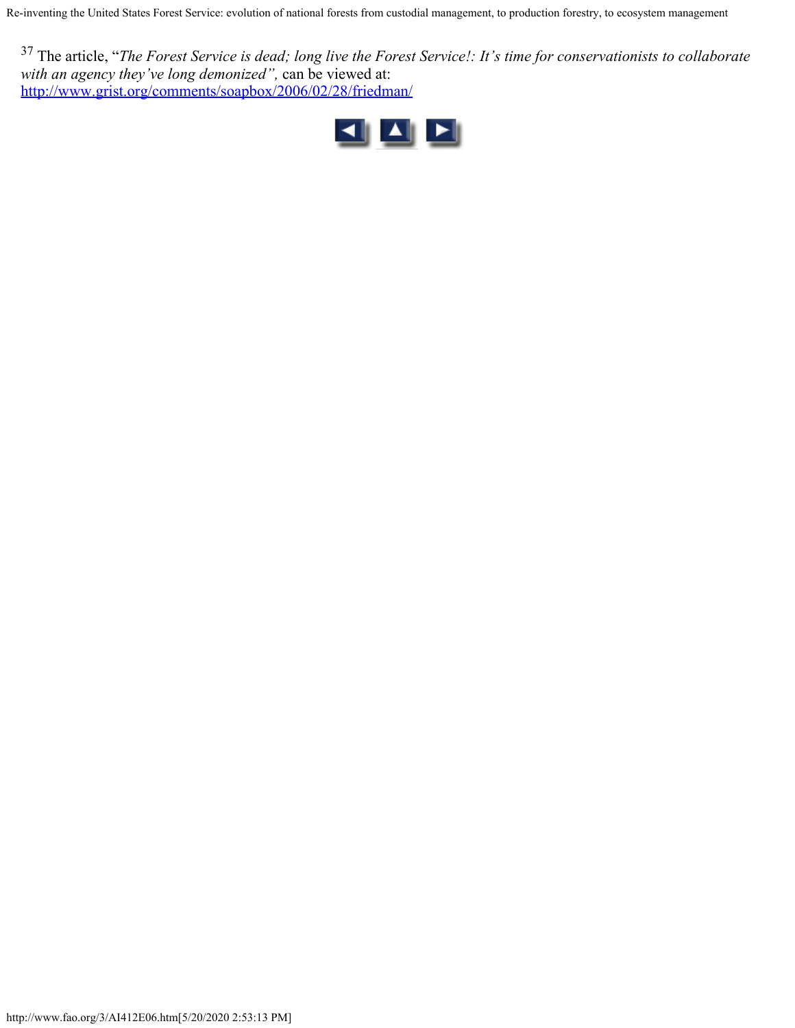[37] The article, "*The Forest Service is dead; long live the Forest Service!: It's time for conservationists to collaborate with an agency they've long demonized",* can be viewed at: http://www.grist.org/comments/soapbox/2006/02/28/friedman/